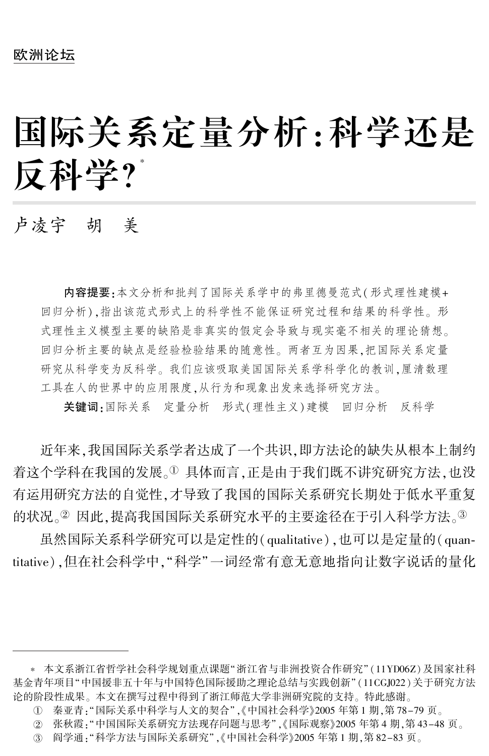欧洲论坛

# 国际关系定量分析:科学还是反科学?*

卢凌宇　胡　美

**内容提要**:本文分析和批判了国际关系学中的弗里德曼范式(形式理性建模+回归分析),指出该范式形式上的科学性不能保证研究过程和结果的科学性。形式理性主义模型主要的缺陷是非真实的假定会导致与现实毫不相关的理论猜想。回归分析主要的缺点是经验检验结果的随意性。两者互为因果,把国际关系定量研究从科学变为反科学。我们应该吸取美国国际关系学科学化的教训,厘清数理工具在人的世界中的应用限度,从行为和现象出发来选择研究方法。

**关键词**:国际关系　定量分析　形式(理性主义)建模　回归分析　反科学

近年来,我国国际关系学者达成了一个共识,即方法论的缺失从根本上制约着这个学科在我国的发展。[①] 具体而言,正是由于我们既不讲究研究方法,也没有运用研究方法的自觉性,才导致了我国的国际关系研究长期处于低水平重复的状况。[②] 因此,提高我国国际关系研究水平的主要途径在于引入科学方法。[③]

虽然国际关系科学研究可以是定性的(qualitative),也可以是定量的(quantitative),但在社会科学中,"科学"一词经常有意无意地指向让数字说话的量化

---

\* 本文系浙江省哲学社会科学规划重点课题"浙江省与非洲投资合作研究"(11YD06Z)及国家社科基金青年项目"中国援非五十年与中国特色国际援助之理论总结与实践创新"(11CGJ022)关于研究方法论的阶段性成果。本文在撰写过程中得到了浙江师范大学非洲研究院的支持。特此感谢。

① 秦亚青:"国际关系中科学与人文的契合",《中国社会科学》2005年第1期,第78-79页。

② 张秋霞:"中国国际关系研究方法现存问题与思考",《国际观察》2005年第4期,第43-48页。

③ 阎学通:"科学方法与国际关系研究",《中国社会科学》2005年第1期,第82-83页。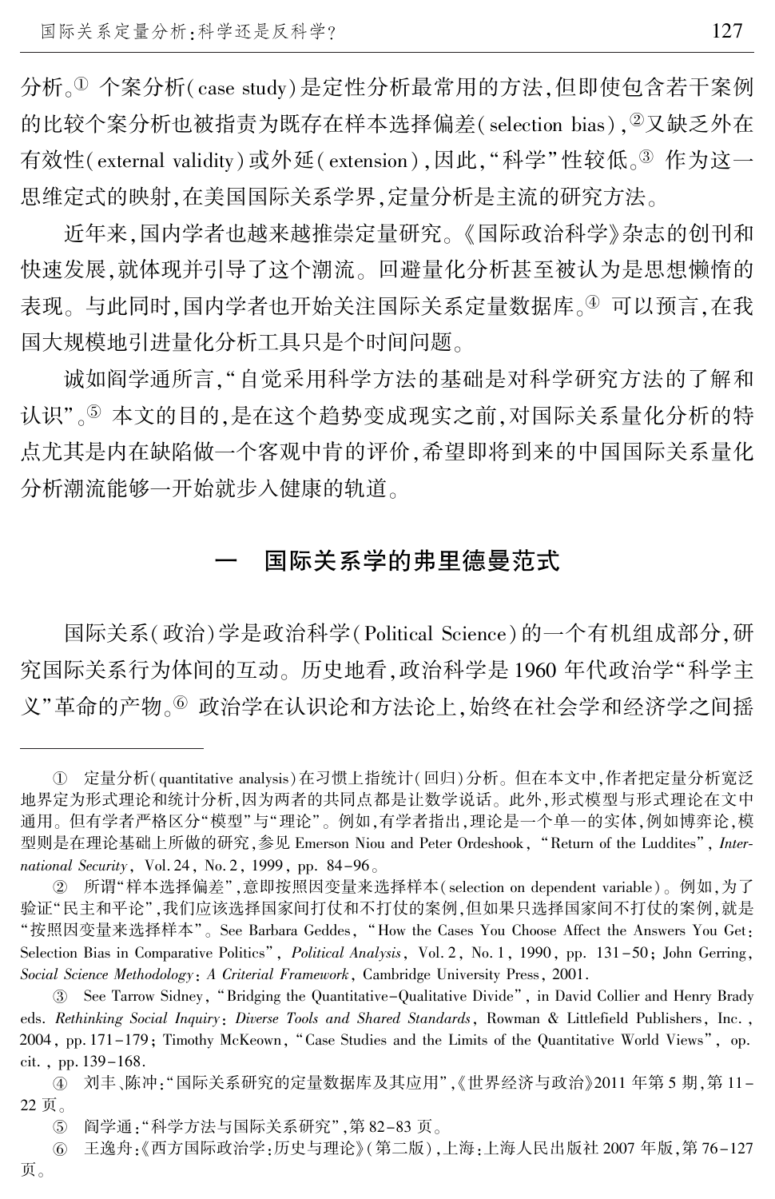分析。[①] 个案分析(case study)是定性分析最常用的方法,但即使包含若干案例的比较个案分析也被指责为既存在样本选择偏差(selection bias),[②]又缺乏外在有效性(external validity)或外延(extension),因此,"科学"性较低。[③] 作为这一思维定式的映射,在美国国际关系学界,定量分析是主流的研究方法。

近年来,国内学者也越来越推崇定量研究。《国际政治科学》杂志的创刊和快速发展,就体现并引导了这个潮流。回避量化分析甚至被认为是思想懒惰的表现。与此同时,国内学者也开始关注国际关系定量数据库。[④] 可以预言,在我国大规模地引进量化分析工具只是个时间问题。

诚如阎学通所言,"自觉采用科学方法的基础是对科学研究方法的了解和认识"。[⑤] 本文的目的,是在这个趋势变成现实之前,对国际关系量化分析的特点尤其是内在缺陷做一个客观中肯的评价,希望即将到来的中国国际关系量化分析潮流能够一开始就步入健康的轨道。

## 一　国际关系学的弗里德曼范式

国际关系(政治)学是政治科学(Political Science)的一个有机组成部分,研究国际关系行为体间的互动。历史地看,政治科学是1960年代政治学"科学主义"革命的产物。[⑥] 政治学在认识论和方法论上,始终在社会学和经济学之间摇

---

① 定量分析(quantitative analysis)在习惯上指统计(回归)分析。但在本文中,作者把定量分析宽泛地界定为形式理论和统计分析,因为两者的共同点都是让数学说话。此外,形式模型与形式理论在文中通用。但有学者严格区分"模型"与"理论"。例如,有学者指出,理论是一个单一的实体,例如博弈论,模型则是在理论基础上所做的研究,参见 Emerson Niou and Peter Ordeshook, "Return of the Luddites", *International Security*, Vol. 24, No. 2, 1999, pp. 84-96。

② 所谓"样本选择偏差",意即按照因变量来选择样本(selection on dependent variable)。例如,为了验证"民主和平论",我们应该选择国家间打仗和不打仗的案例,但如果只选择国家间不打仗的案例,就是"按照因变量来选择样本"。See Barbara Geddes, "How the Cases You Choose Affect the Answers You Get: Selection Bias in Comparative Politics", *Political Analysis*, Vol. 2, No. 1, 1990, pp. 131-50; John Gerring, *Social Science Methodology: A Criterial Framework*, Cambridge University Press, 2001.

③ See Tarrow Sidney, "Bridging the Quantitative-Qualitative Divide", in David Collier and Henry Brady eds. *Rethinking Social Inquiry: Diverse Tools and Shared Standards*, Rowman & Littlefield Publishers, Inc., 2004, pp. 171-179; Timothy McKeown, "Case Studies and the Limits of the Quantitative World Views", op. cit., pp. 139-168.

④ 刘丰、陈冲:"国际关系研究的定量数据库及其应用",《世界经济与政治》2011年第5期,第11-22页。

⑤ 阎学通:"科学方法与国际关系研究",第82-83页。

⑥ 王逸舟:《西方国际政治学:历史与理论》(第二版),上海:上海人民出版社2007年版,第76-127页。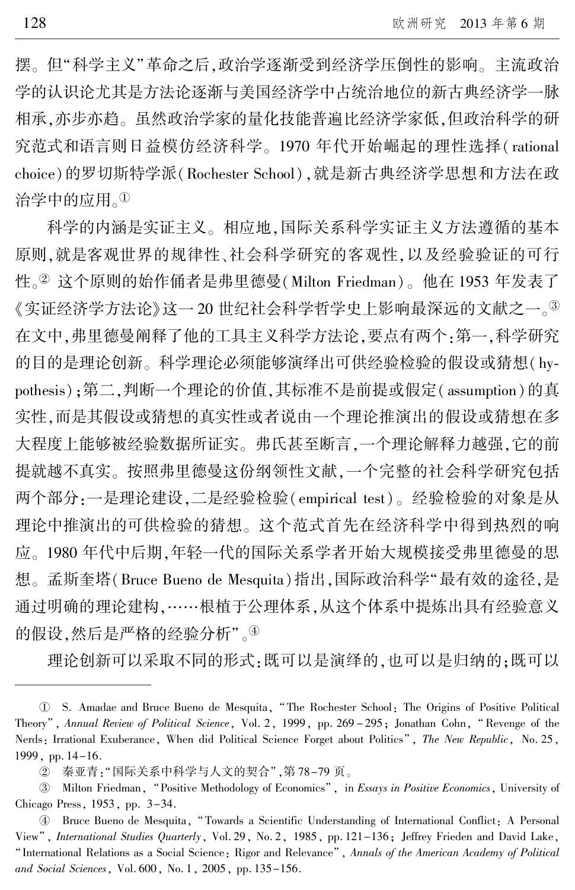摆。但"科学主义"革命之后,政治学逐渐受到经济学压倒性的影响。主流政治学的认识论尤其是方法论逐渐与美国经济学中占统治地位的新古典经济学一脉相承,亦步亦趋。虽然政治学家的量化技能普遍比经济学家低,但政治科学的研究范式和语言则日益模仿经济科学。1970 年代开始崛起的理性选择(rational choice)的罗切斯特学派(Rochester School),就是新古典经济学思想和方法在政治学中的应用。[①]

科学的内涵是实证主义。相应地,国际关系科学实证主义方法遵循的基本原则,就是客观世界的规律性、社会科学研究的客观性,以及经验验证的可行性。[②] 这个原则的始作俑者是弗里德曼(Milton Friedman)。他在 1953 年发表了《实证经济学方法论》这一 20 世纪社会科学哲学史上影响最深远的文献之一。[③] 在文中,弗里德曼阐释了他的工具主义科学方法论,要点有两个:第一,科学研究的目的是理论创新。科学理论必须能够演绎出可供经验检验的假设或猜想(hypothesis);第二,判断一个理论的价值,其标准不是前提或假定(assumption)的真实性,而是其假设或猜想的真实性或者说由一个理论推演出的假设或猜想在多大程度上能够被经验数据所证实。弗氏甚至断言,一个理论解释力越强,它的前提就越不真实。按照弗里德曼这份纲领性文献,一个完整的社会科学研究包括两个部分:一是理论建设,二是经验检验(empirical test)。经验检验的对象是从理论中推演出的可供检验的猜想。这个范式首先在经济科学中得到热烈的响应。1980 年代中后期,年轻一代的国际关系学者开始大规模接受弗里德曼的思想。孟斯奎塔(Bruce Bueno de Mesquita)指出,国际政治科学"最有效的途径,是通过明确的理论建构,……根植于公理体系,从这个体系中提炼出具有经验意义的假设,然后是严格的经验分析"。[④]

理论创新可以采取不同的形式:既可以是演绎的,也可以是归纳的;既可以

---

① S. Amadae and Bruce Bueno de Mesquita, "The Rochester School: The Origins of Positive Political Theory", *Annual Review of Political Science*, Vol. 2, 1999, pp. 269-295; Jonathan Cohn, "Revenge of the Nerds: Irrational Exuberance, When did Political Science Forget about Politics", *The New Republic*, No. 25, 1999, pp. 14-16.

② 秦亚青:"国际关系中科学与人文的契合",第 78-79 页。

③ Milton Friedman, "Positive Methodology of Economics", in *Essays in Positive Economics*, University of Chicago Press, 1953, pp. 3-34.

④ Bruce Bueno de Mesquita, "Towards a Scientific Understanding of International Conflict: A Personal View", *International Studies Quarterly*, Vol. 29, No. 2, 1985, pp. 121-136; Jeffrey Frieden and David Lake, "International Relations as a Social Science: Rigor and Relevance", *Annals of the American Academy of Political and Social Sciences*, Vol. 600, No. 1, 2005, pp. 135-156.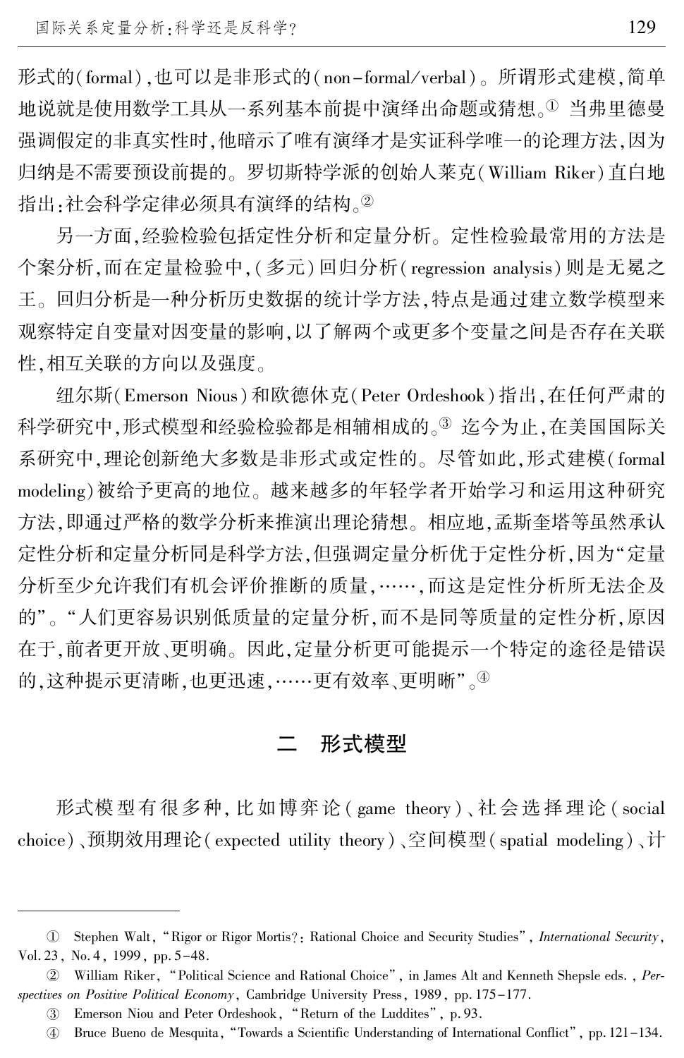形式的(formal),也可以是非形式的(non-formal/verbal)。所谓形式建模,简单地说就是使用数学工具从一系列基本前提中演绎出命题或猜想。[①] 当弗里德曼强调假定的非真实性时,他暗示了唯有演绎才是实证科学唯一的论理方法,因为归纳是不需要预设前提的。罗切斯特学派的创始人莱克(William Riker)直白地指出:社会科学定律必须具有演绎的结构。[②]

另一方面,经验检验包括定性分析和定量分析。定性检验最常用的方法是个案分析,而在定量检验中,(多元)回归分析(regression analysis)则是无冕之王。回归分析是一种分析历史数据的统计学方法,特点是通过建立数学模型来观察特定自变量对因变量的影响,以了解两个或更多个变量之间是否存在关联性,相互关联的方向以及强度。

纽尔斯(Emerson Nious)和欧德休克(Peter Ordeshook)指出,在任何严肃的科学研究中,形式模型和经验检验都是相辅相成的。[③] 迄今为止,在美国国际关系研究中,理论创新绝大多数是非形式或定性的。尽管如此,形式建模(formal modeling)被给予更高的地位。越来越多的年轻学者开始学习和运用这种研究方法,即通过严格的数学分析来推演出理论猜想。相应地,孟斯奎塔等虽然承认定性分析和定量分析同是科学方法,但强调定量分析优于定性分析,因为“定量分析至少允许我们有机会评价推断的质量,……,而这是定性分析所无法企及的”。“人们更容易识别低质量的定量分析,而不是同等质量的定性分析,原因在于,前者更开放、更明确。因此,定量分析更可能提示一个特定的途径是错误的,这种提示更清晰,也更迅速,……更有效率、更明晰”。[④]

## 二　形式模型

形式模型有很多种,比如博弈论(game theory)、社会选择理论(social choice)、预期效用理论(expected utility theory)、空间模型(spatial modeling)、计

---

① Stephen Walt, “Rigor or Rigor Mortis?: Rational Choice and Security Studies”, *International Security*, Vol. 23, No. 4, 1999, pp. 5-48.

② William Riker, “Political Science and Rational Choice”, in James Alt and Kenneth Shepsle eds., *Perspectives on Positive Political Economy*, Cambridge University Press, 1989, pp. 175-177.

③ Emerson Niou and Peter Ordeshook, “Return of the Luddites”, p. 93.

④ Bruce Bueno de Mesquita, “Towards a Scientific Understanding of International Conflict”, pp. 121-134.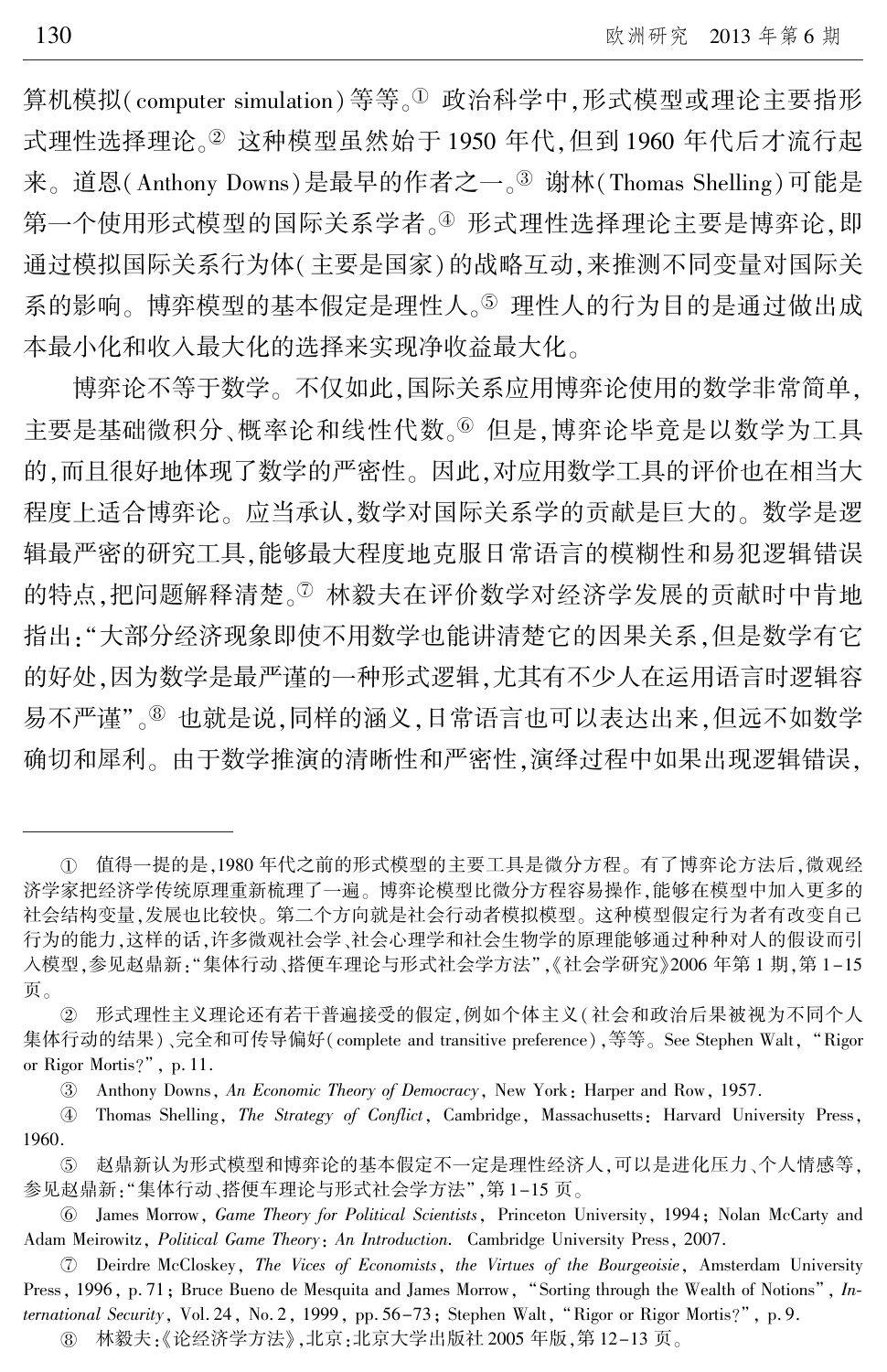算机模拟(computer simulation)等等。[①] 政治科学中,形式模型或理论主要指形式理性选择理论。[②] 这种模型虽然始于 1950 年代,但到 1960 年代后才流行起来。道恩(Anthony Downs)是最早的作者之一。[③] 谢林(Thomas Shelling)可能是第一个使用形式模型的国际关系学者。[④] 形式理性选择理论主要是博弈论,即通过模拟国际关系行为体(主要是国家)的战略互动,来推测不同变量对国际关系的影响。博弈模型的基本假定是理性人。[⑤] 理性人的行为目的是通过做出成本最小化和收入最大化的选择来实现净收益最大化。

博弈论不等于数学。不仅如此,国际关系应用博弈论使用的数学非常简单,主要是基础微积分、概率论和线性代数。[⑥] 但是,博弈论毕竟是以数学为工具的,而且很好地体现了数学的严密性。因此,对应用数学工具的评价也在相当大程度上适合博弈论。应当承认,数学对国际关系学的贡献是巨大的。数学是逻辑最严密的研究工具,能够最大程度地克服日常语言的模糊性和易犯逻辑错误的特点,把问题解释清楚。[⑦] 林毅夫在评价数学对经济学发展的贡献时中肯地指出:"大部分经济现象即使不用数学也能讲清楚它的因果关系,但是数学有它的好处,因为数学是最严谨的一种形式逻辑,尤其有不少人在运用语言时逻辑容易不严谨"。[⑧] 也就是说,同样的涵义,日常语言也可以表达出来,但远不如数学确切和犀利。由于数学推演的清晰性和严密性,演绎过程中如果出现逻辑错误,

---

① 值得一提的是,1980 年代之前的形式模型的主要工具是微分方程。有了博弈论方法后,微观经济学家把经济学传统原理重新梳理了一遍。博弈论模型比微分方程容易操作,能够在模型中加入更多的社会结构变量,发展也比较快。第二个方向就是社会行动者模拟模型。这种模型假定行为者有改变自己行为的能力,这样的话,许多微观社会学、社会心理学和社会生物学的原理能够通过种种对人的假设而引入模型,参见赵鼎新:"集体行动、搭便车理论与形式社会学方法",《社会学研究》2006 年第 1 期,第 1-15 页。

② 形式理性主义理论还有若干普遍接受的假定,例如个体主义(社会和政治后果被视为不同个人集体行动的结果)、完全和可传导偏好(complete and transitive preference),等等。See Stephen Walt, "Rigor or Rigor Mortis?", p. 11.

③ Anthony Downs, *An Economic Theory of Democracy*, New York: Harper and Row, 1957.

④ Thomas Shelling, *The Strategy of Conflict*, Cambridge, Massachusetts: Harvard University Press, 1960.

⑤ 赵鼎新认为形式模型和博弈论的基本假定不一定是理性经济人,可以是进化压力、个人情感等,参见赵鼎新:"集体行动、搭便车理论与形式社会学方法",第 1-15 页。

⑥ James Morrow, *Game Theory for Political Scientists*, Princeton University, 1994; Nolan McCarty and Adam Meirowitz, *Political Game Theory: An Introduction*. Cambridge University Press, 2007.

⑦ Deirdre McCloskey, *The Vices of Economists, the Virtues of the Bourgeoisie*, Amsterdam University Press, 1996, p. 71; Bruce Bueno de Mesquita and James Morrow, "Sorting through the Wealth of Notions", *International Security*, Vol. 24, No. 2, 1999, pp. 56-73; Stephen Walt, "Rigor or Rigor Mortis?", p. 9.

⑧ 林毅夫:《论经济学方法》,北京:北京大学出版社 2005 年版,第 12-13 页。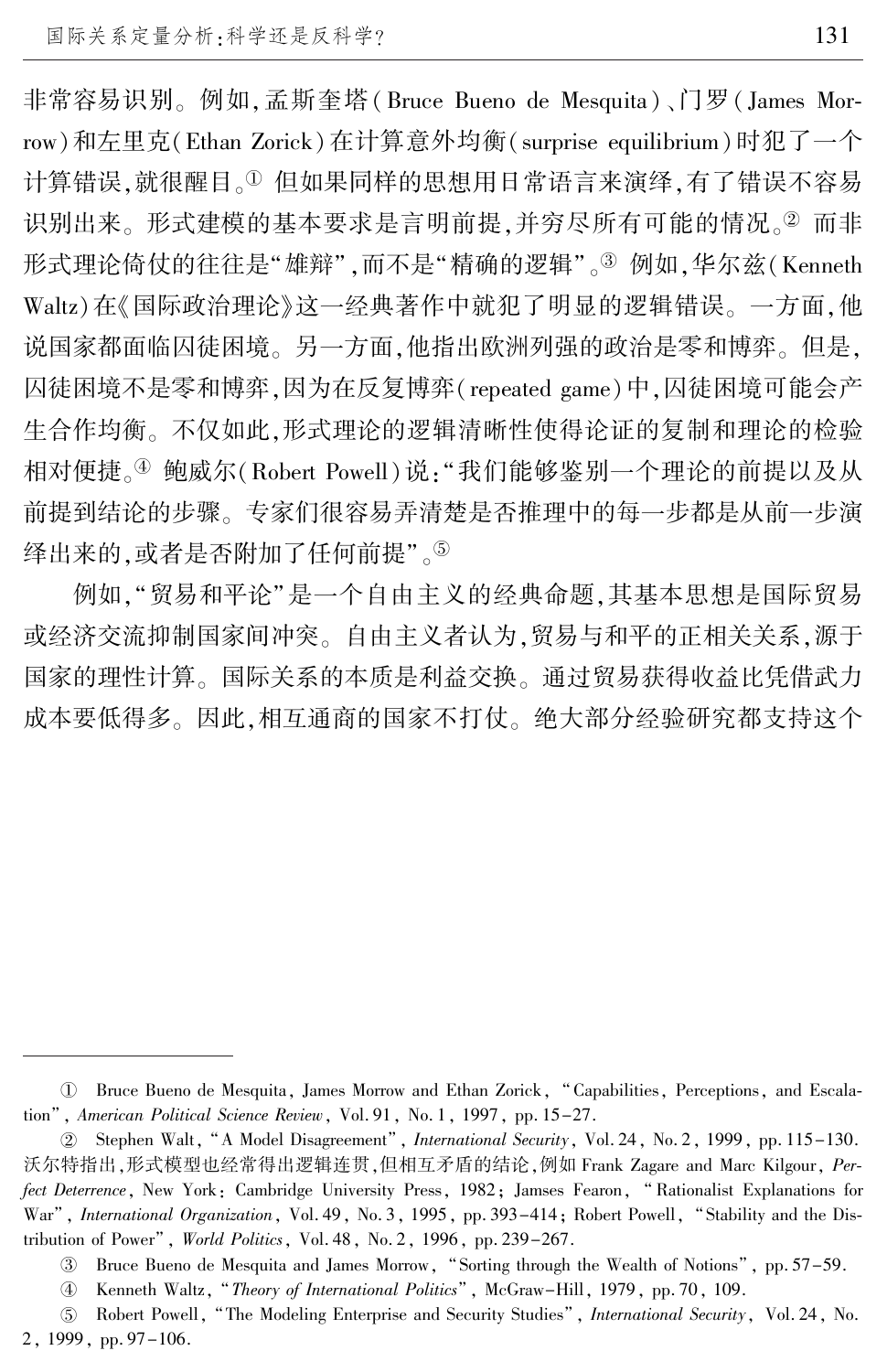非常容易识别。例如,孟斯奎塔(Bruce Bueno de Mesquita)、门罗(James Morrow)和左里克(Ethan Zorick)在计算意外均衡(surprise equilibrium)时犯了一个计算错误,就很醒目。[①] 但如果同样的思想用日常语言来演绎,有了错误不容易识别出来。形式建模的基本要求是言明前提,并穷尽所有可能的情况。[②] 而非形式理论倚仗的往往是"雄辩",而不是"精确的逻辑"。[③] 例如,华尔兹(Kenneth Waltz)在《国际政治理论》这一经典著作中就犯了明显的逻辑错误。一方面,他说国家都面临囚徒困境。另一方面,他指出欧洲列强的政治是零和博弈。但是,囚徒困境不是零和博弈,因为在反复博弈(repeated game)中,囚徒困境可能会产生合作均衡。不仅如此,形式理论的逻辑清晰性使得论证的复制和理论的检验相对便捷。[④] 鲍威尔(Robert Powell)说:"我们能够鉴别一个理论的前提以及从前提到结论的步骤。专家们很容易弄清楚是否推理中的每一步都是从前一步演绎出来的,或者是否附加了任何前提"。[⑤]

例如,"贸易和平论"是一个自由主义的经典命题,其基本思想是国际贸易或经济交流抑制国家间冲突。自由主义者认为,贸易与和平的正相关关系,源于国家的理性计算。国际关系的本质是利益交换。通过贸易获得收益比凭借武力成本要低得多。因此,相互通商的国家不打仗。绝大部分经验研究都支持这个

---

① Bruce Bueno de Mesquita, James Morrow and Ethan Zorick, "Capabilities, Perceptions, and Escalation", *American Political Science Review*, Vol. 91, No. 1, 1997, pp. 15-27.

② Stephen Walt, "A Model Disagreement", *International Security*, Vol. 24, No. 2, 1999, pp. 115-130. 沃尔特指出,形式模型也经常得出逻辑连贯,但相互矛盾的结论,例如 Frank Zagare and Marc Kilgour, *Perfect Deterrence*, New York: Cambridge University Press, 1982; Jamses Fearon, "Rationalist Explanations for War", *International Organization*, Vol. 49, No. 3, 1995, pp. 393-414; Robert Powell, "Stability and the Distribution of Power", *World Politics*, Vol. 48, No. 2, 1996, pp. 239-267.

③ Bruce Bueno de Mesquita and James Morrow, "Sorting through the Wealth of Notions", pp. 57-59.

④ Kenneth Waltz, "*Theory of International Politics*", McGraw-Hill, 1979, pp. 70, 109.

⑤ Robert Powell, "The Modeling Enterprise and Security Studies", *International Security*, Vol. 24, No. 2, 1999, pp. 97-106.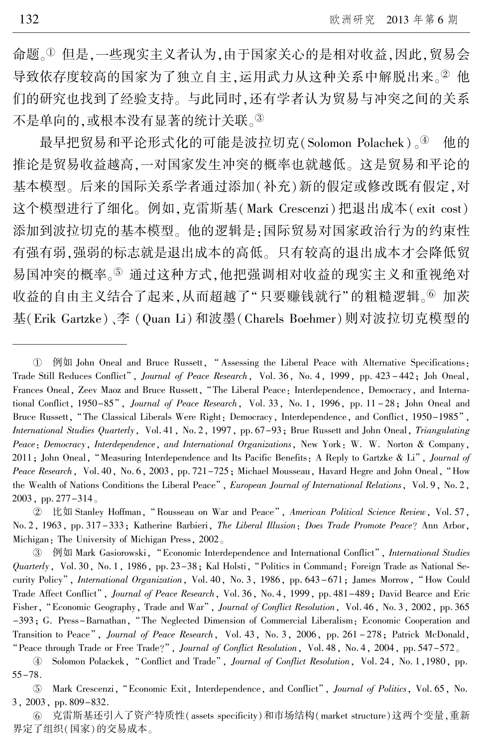命题。[①] 但是,一些现实主义者认为,由于国家关心的是相对收益,因此,贸易会导致依存度较高的国家为了独立自主,运用武力从这种关系中解脱出来。[②] 他们的研究也找到了经验支持。与此同时,还有学者认为贸易与冲突之间的关系不是单向的,或根本没有显著的统计关联。[③]

最早把贸易和平论形式化的可能是波拉切克(Solomon Polachek)。[④] 他的推论是贸易收益越高,一对国家发生冲突的概率也就越低。这是贸易和平论的基本模型。后来的国际关系学者通过添加(补充)新的假定或修改既有假定,对这个模型进行了细化。例如,克雷斯基(Mark Crescenzi)把退出成本(exit cost)添加到波拉切克的基本模型。他的逻辑是:国际贸易对国家政治行为的约束性有强有弱,强弱的标志就是退出成本的高低。只有较高的退出成本才会降低贸易国冲突的概率。[⑤] 通过这种方式,他把强调相对收益的现实主义和重视绝对收益的自由主义结合了起来,从而超越了"只要赚钱就行"的粗糙逻辑。[⑥] 加茨基(Erik Gartzke)、李(Quan Li)和波墨(Charels Boehmer)则对波拉切克模型的

---

① 例如 John Oneal and Bruce Russett, "Assessing the Liberal Peace with Alternative Specifications: Trade Still Reduces Conflict", *Journal of Peace Research*, Vol. 36, No. 4, 1999, pp. 423-442; Joh Oneal, Frances Oneal, Zeev Maoz and Bruce Russett, "The Liberal Peace: Interdependence, Democracy, and International Conflict, 1950-85", *Journal of Peace Research*, Vol. 33, No. 1, 1996, pp. 11-28; John Oneal and Bruce Russett, "The Classical Liberals Were Right: Democracy, Interdependence, and Conflict, 1950-1985", *International Studies Quarterly*, Vol. 41, No. 2, 1997, pp. 67-93; Brue Russett and John Oneal, *Triangulating Peace: Democracy, Interdependence, and International Organizations*, New York: W. W. Norton & Company, 2011; John Oneal, "Measuring Interdependence and Its Pacific Benefits: A Reply to Gartzke & Li", *Journal of Peace Research*, Vol. 40, No. 6, 2003, pp. 721-725; Michael Mousseau, Havard Hegre and John Oneal, "How the Wealth of Nations Conditions the Liberal Peace", *European Journal of International Relations*, Vol. 9, No. 2, 2003, pp. 277-314。

② 比如 Stanley Hoffman, "Rousseau on War and Peace", *American Political Science Review*, Vol. 57, No. 2, 1963, pp. 317-333; Katherine Barbieri, *The Liberal Illusion: Does Trade Promote Peace?* Ann Arbor, Michigan: The University of Michigan Press, 2002。

③ 例如 Mark Gasiorowski, "Economic Interdependence and International Conflict", *International Studies Quarterly*, Vol. 30, No. 1, 1986, pp. 23-38; Kal Holsti, "Politics in Command: Foreign Trade as National Security Policy", *International Organization*, Vol. 40, No. 3, 1986, pp. 643-671; James Morrow, "How Could Trade Affect Conflict", *Journal of Peace Research*, Vol. 36, No. 4, 1999, pp. 481-489; David Bearce and Eric Fisher, "Economic Geography, Trade and War", *Journal of Conflict Resolution*, Vol. 46, No. 3, 2002, pp. 365-393; G. Press-Barnathan, "The Neglected Dimension of Commercial Liberalism: Economic Cooperation and Transition to Peace", *Journal of Peace Research*, Vol. 43, No. 3, 2006, pp. 261-278; Patrick McDonald, "Peace through Trade or Free Trade?", *Journal of Conflict Resolution*, Vol. 48, No. 4, 2004, pp. 547-572。

④ Solomon Polackek, "Conflict and Trade", *Journal of Conflict Resolution*, Vol. 24, No. 1, 1980, pp. 55-78.

⑤ Mark Crescenzi, "Economic Exit, Interdependence, and Conflict", *Journal of Politics*, Vol. 65, No. 3, 2003, pp. 809-832.

⑥ 克雷斯基还引入了资产特质性(assets specificity)和市场结构(market structure)这两个变量,重新界定了组织(国家)的交易成本。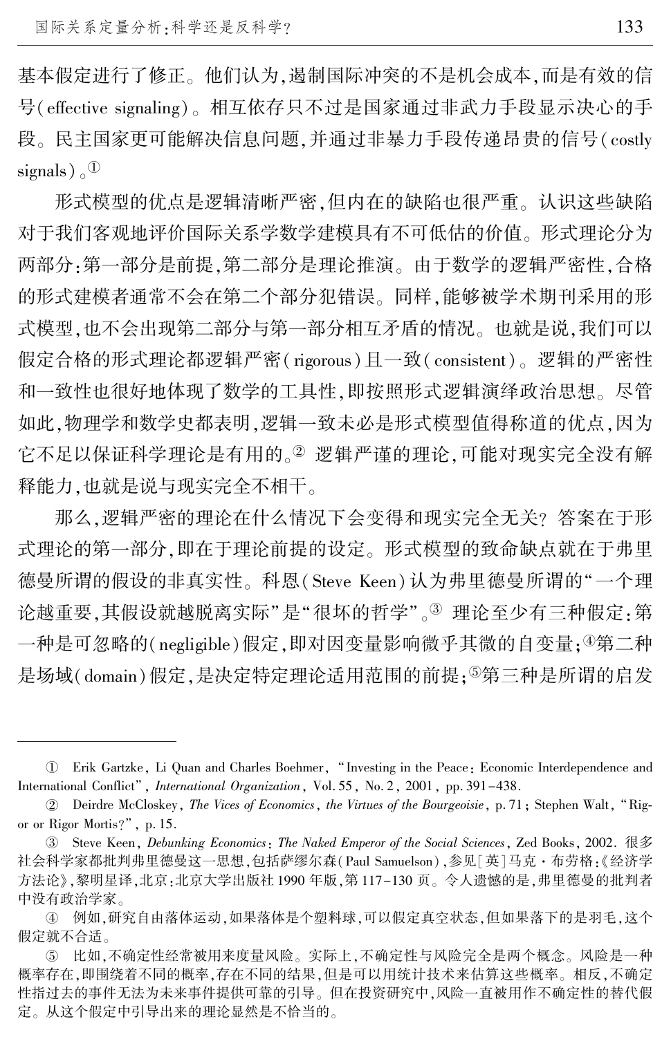基本假定进行了修正。他们认为,遏制国际冲突的不是机会成本,而是有效的信号(effective signaling)。相互依存只不过是国家通过非武力手段显示决心的手段。民主国家更可能解决信息问题,并通过非暴力手段传递昂贵的信号(costly signals)。[①]

形式模型的优点是逻辑清晰严密,但内在的缺陷也很严重。认识这些缺陷对于我们客观地评价国际关系学数学建模具有不可低估的价值。形式理论分为两部分:第一部分是前提,第二部分是理论推演。由于数学的逻辑严密性,合格的形式建模者通常不会在第二个部分犯错误。同样,能够被学术期刊采用的形式模型,也不会出现第二部分与第一部分相互矛盾的情况。也就是说,我们可以假定合格的形式理论都逻辑严密(rigorous)且一致(consistent)。逻辑的严密性和一致性也很好地体现了数学的工具性,即按照形式逻辑演绎政治思想。尽管如此,物理学和数学史都表明,逻辑一致未必是形式模型值得称道的优点,因为它不足以保证科学理论是有用的。[②] 逻辑严谨的理论,可能对现实完全没有解释能力,也就是说与现实完全不相干。

那么,逻辑严密的理论在什么情况下会变得和现实完全无关?答案在于形式理论的第一部分,即在于理论前提的设定。形式模型的致命缺点就在于弗里德曼所谓的假设的非真实性。科恩(Steve Keen)认为弗里德曼所谓的"一个理论越重要,其假设就越脱离实际"是"很坏的哲学"。[③] 理论至少有三种假定:第一种是可忽略的(negligible)假定,即对因变量影响微乎其微的自变量;[④]第二种是场域(domain)假定,是决定特定理论适用范围的前提;[⑤]第三种是所谓的启发

---

① Erik Gartzke, Li Quan and Charles Boehmer, "Investing in the Peace: Economic Interdependence and International Conflict", *International Organization*, Vol. 55, No. 2, 2001, pp. 391-438.

② Deirdre McCloskey, *The Vices of Economics*, *the Virtues of the Bourgeoisie*, p. 71; Stephen Walt, "Rigor or Rigor Mortis?", p. 15.

③ Steve Keen, *Debunking Economics: The Naked Emperor of the Social Sciences*, Zed Books, 2002. 很多社会科学家都批判弗里德曼这一思想,包括萨缪尔森(Paul Samuelson),参见[英]马克·布劳格:《经济学方法论》,黎明星译,北京:北京大学出版社 1990 年版,第 117-130 页。令人遗憾的是,弗里德曼的批判者中没有政治学家。

④ 例如,研究自由落体运动,如果落体是个塑料球,可以假定真空状态,但如果落下的是羽毛,这个假定就不合适。

⑤ 比如,不确定性经常被用来度量风险。实际上,不确定性与风险完全是两个概念。风险是一种概率存在,即围绕着不同的概率,存在不同的结果,但是可以用统计技术来估算这些概率。相反,不确定性指过去的事件无法为未来事件提供可靠的引导。但在投资研究中,风险一直被用作不确定性的替代假定。从这个假定中引导出来的理论显然是不恰当的。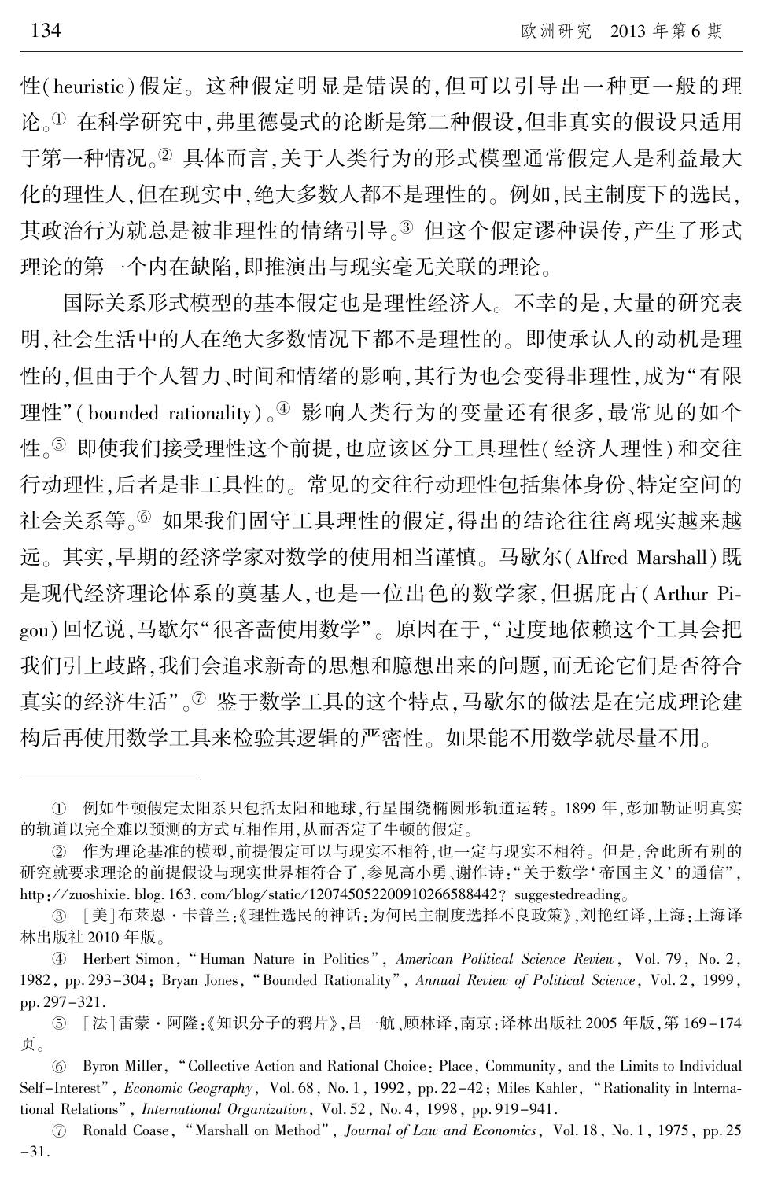性(heuristic)假定。这种假定明显是错误的,但可以引导出一种更一般的理论。[①] 在科学研究中,弗里德曼式的论断是第二种假设,但非真实的假设只适用于第一种情况。[②] 具体而言,关于人类行为的形式模型通常假定人是利益最大化的理性人,但在现实中,绝大多数人都不是理性的。例如,民主制度下的选民,其政治行为就总是被非理性的情绪引导。[③] 但这个假定谬种误传,产生了形式理论的第一个内在缺陷,即推演出与现实毫无关联的理论。

国际关系形式模型的基本假定也是理性经济人。不幸的是,大量的研究表明,社会生活中的人在绝大多数情况下都不是理性的。即使承认人的动机是理性的,但由于个人智力、时间和情绪的影响,其行为也会变得非理性,成为"有限理性"(bounded rationality)。[④] 影响人类行为的变量还有很多,最常见的如个性。[⑤] 即使我们接受理性这个前提,也应该区分工具理性(经济人理性)和交往行动理性,后者是非工具性的。常见的交往行动理性包括集体身份、特定空间的社会关系等。[⑥] 如果我们固守工具理性的假定,得出的结论往往离现实越来越远。其实,早期的经济学家对数学的使用相当谨慎。马歇尔(Alfred Marshall)既是现代经济理论体系的奠基人,也是一位出色的数学家,但据庇古(Arthur Pigou)回忆说,马歇尔"很吝啬使用数学"。原因在于,"过度地依赖这个工具会把我们引上歧路,我们会追求新奇的思想和臆想出来的问题,而无论它们是否符合真实的经济生活"。[⑦] 鉴于数学工具的这个特点,马歇尔的做法是在完成理论建构后再使用数学工具来检验其逻辑的严密性。如果能不用数学就尽量不用。

---

① 例如牛顿假定太阳系只包括太阳和地球,行星围绕椭圆形轨道运转。1899 年,彭加勒证明真实的轨道以完全难以预测的方式互相作用,从而否定了牛顿的假定。

② 作为理论基准的模型,前提假定可以与现实不相符,也一定与现实不相符。但是,舍此所有别的研究就要求理论的前提假设与现实世界相符合了,参见高小勇、谢作诗:"关于数学'帝国主义'的通信",http://zuoshixie.blog.163.com/blog/static/120745052200910266588442? suggestedreading。

③ [美]布莱恩·卡普兰:《理性选民的神话:为何民主制度选择不良政策》,刘艳红译,上海:上海译林出版社 2010 年版。

④ Herbert Simon, "Human Nature in Politics", *American Political Science Review*, Vol. 79, No. 2, 1982, pp. 293–304; Bryan Jones, "Bounded Rationality", *Annual Review of Political Science*, Vol. 2, 1999, pp. 297–321.

⑤ [法]雷蒙·阿隆:《知识分子的鸦片》,吕一航、顾林译,南京:译林出版社 2005 年版,第 169–174 页。

⑥ Byron Miller, "Collective Action and Rational Choice: Place, Community, and the Limits to Individual Self-Interest", *Economic Geography*, Vol. 68, No. 1, 1992, pp. 22–42; Miles Kahler, "Rationality in International Relations", *International Organization*, Vol. 52, No. 4, 1998, pp. 919–941.

⑦ Ronald Coase, "Marshall on Method", *Journal of Law and Economics*, Vol. 18, No. 1, 1975, pp. 25–31.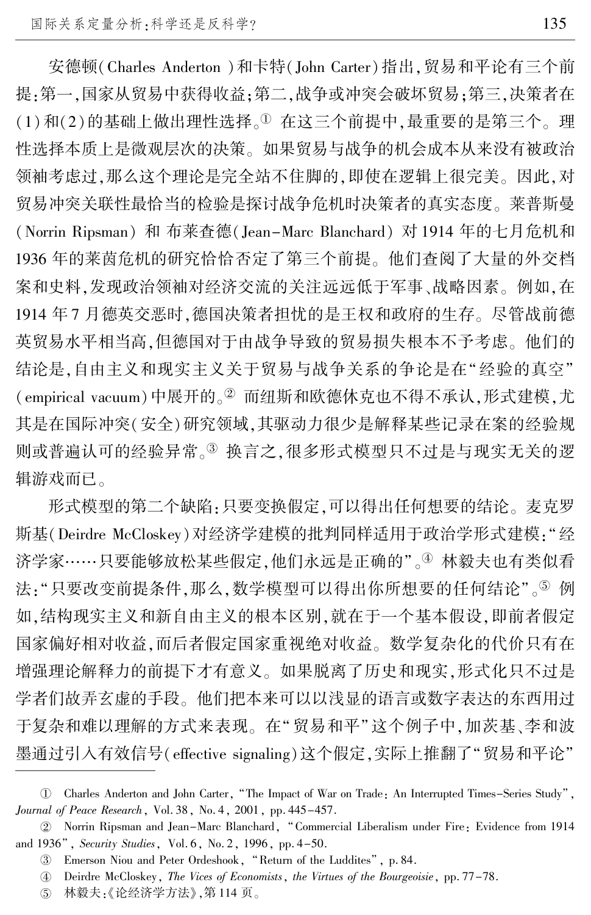安德顿(Charles Anderton )和卡特(John Carter)指出,贸易和平论有三个前提:第一,国家从贸易中获得收益;第二,战争或冲突会破坏贸易;第三,决策者在(1)和(2)的基础上做出理性选择。[①] 在这三个前提中,最重要的是第三个。理性选择本质上是微观层次的决策。如果贸易与战争的机会成本从来没有被政治领袖考虑过,那么这个理论是完全站不住脚的,即使在逻辑上很完美。因此,对贸易冲突关联性最恰当的检验是探讨战争危机时决策者的真实态度。莱普斯曼(Norrin Ripsman) 和 布莱查德(Jean-Marc Blanchard) 对 1914 年的七月危机和 1936 年的莱茵危机的研究恰恰否定了第三个前提。他们查阅了大量的外交档案和史料,发现政治领袖对经济交流的关注远远低于军事、战略因素。例如,在 1914 年 7 月德英交恶时,德国决策者担忧的是王权和政府的生存。尽管战前德英贸易水平相当高,但德国对于由战争导致的贸易损失根本不予考虑。他们的结论是,自由主义和现实主义关于贸易与战争关系的争论是在"经验的真空"(empirical vacuum)中展开的。[②] 而纽斯和欧德休克也不得不承认,形式建模,尤其是在国际冲突(安全)研究领域,其驱动力很少是解释某些记录在案的经验规则或普遍认可的经验异常。[③] 换言之,很多形式模型只不过是与现实无关的逻辑游戏而已。

形式模型的第二个缺陷:只要变换假定,可以得出任何想要的结论。麦克罗斯基(Deirdre McCloskey)对经济学建模的批判同样适用于政治学形式建模:"经济学家……只要能够放松某些假定,他们永远是正确的"。[④] 林毅夫也有类似看法:"只要改变前提条件,那么,数学模型可以得出你所想要的任何结论"。[⑤] 例如,结构现实主义和新自由主义的根本区别,就在于一个基本假设,即前者假定国家偏好相对收益,而后者假定国家重视绝对收益。数学复杂化的代价只有在增强理论解释力的前提下才有意义。如果脱离了历史和现实,形式化只不过是学者们故弄玄虚的手段。他们把本来可以以浅显的语言或数字表达的东西用过于复杂和难以理解的方式来表现。在"贸易和平"这个例子中,加茨基、李和波墨通过引入有效信号(effective signaling)这个假定,实际上推翻了"贸易和平论"

---

① Charles Anderton and John Carter, "The Impact of War on Trade: An Interrupted Times-Series Study", *Journal of Peace Research*, Vol.38, No.4, 2001, pp.445-457.

② Norrin Ripsman and Jean-Marc Blanchard, "Commercial Liberalism under Fire: Evidence from 1914 and 1936", *Security Studies*, Vol.6, No.2, 1996, pp.4-50.

③ Emerson Niou and Peter Ordeshook, "Return of the Luddites", p.84.

④ Deirdre McCloskey, *The Vices of Economists, the Virtues of the Bourgeoisie*, pp.77-78.

⑤ 林毅夫:《论经济学方法》,第 114 页。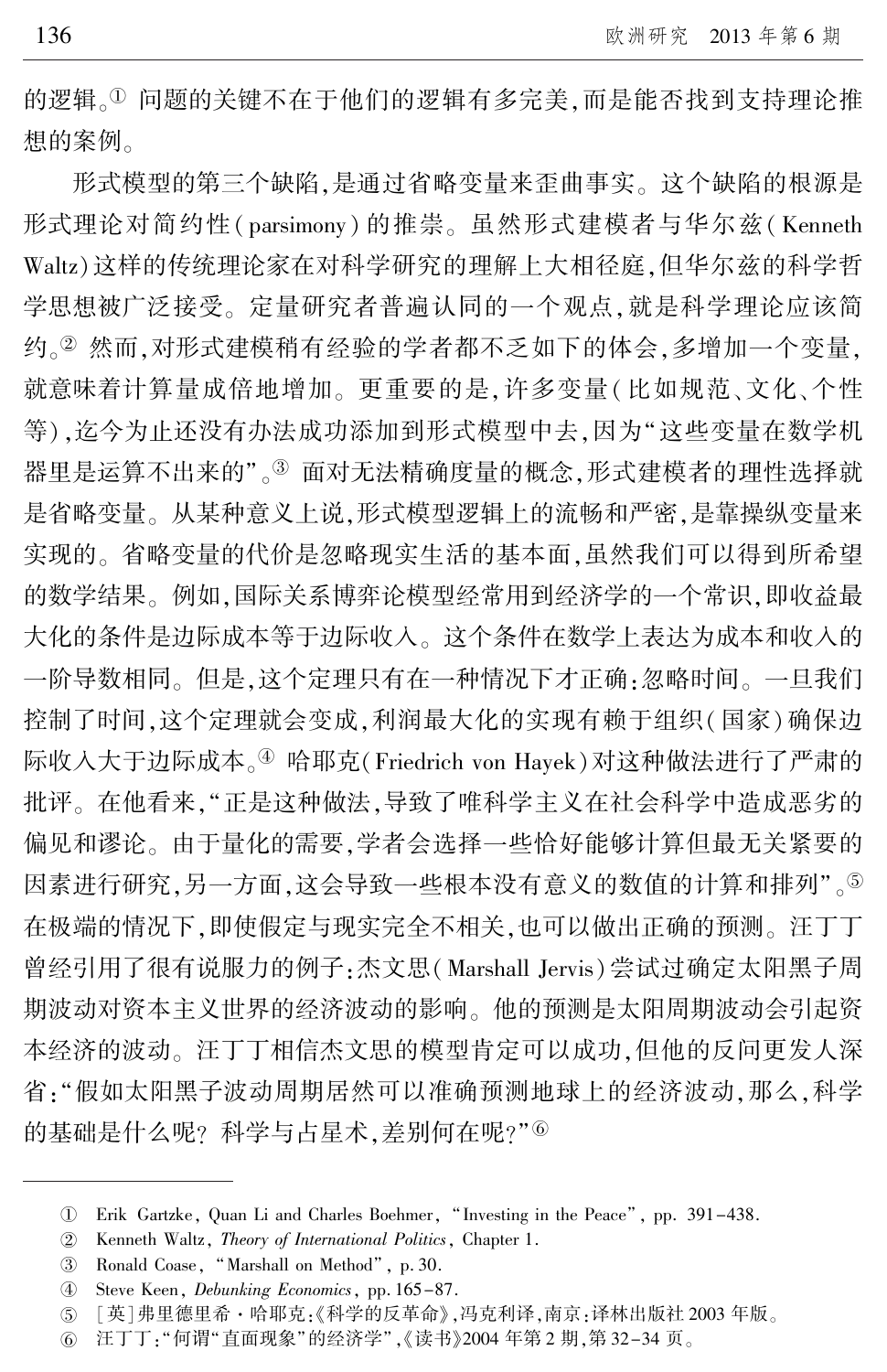的逻辑。[①] 问题的关键不在于他们的逻辑有多完美，而是能否找到支持理论推想的案例。

形式模型的第三个缺陷，是通过省略变量来歪曲事实。这个缺陷的根源是形式理论对简约性（parsimony）的推崇。虽然形式建模者与华尔兹（Kenneth Waltz）这样的传统理论家在对科学研究的理解上大相径庭，但华尔兹的科学哲学思想被广泛接受。定量研究者普遍认同的一个观点，就是科学理论应该简约。[②] 然而，对形式建模稍有经验的学者都不乏如下的体会，多增加一个变量，就意味着计算量成倍地增加。更重要的是，许多变量（比如规范、文化、个性等），迄今为止还没有办法成功添加到形式模型中去，因为"这些变量在数学机器里是运算不出来的"。[③] 面对无法精确度量的概念，形式建模者的理性选择就是省略变量。从某种意义上说，形式模型逻辑上的流畅和严密，是靠操纵变量来实现的。省略变量的代价是忽略现实生活的基本面，虽然我们可以得到所希望的数学结果。例如，国际关系博弈论模型经常用到经济学的一个常识，即收益最大化的条件是边际成本等于边际收入。这个条件在数学上表达为成本和收入的一阶导数相同。但是，这个定理只有在一种情况下才正确：忽略时间。一旦我们控制了时间，这个定理就会变成，利润最大化的实现有赖于组织（国家）确保边际收入大于边际成本。[④] 哈耶克（Friedrich von Hayek）对这种做法进行了严肃的批评。在他看来，"正是这种做法，导致了唯科学主义在社会科学中造成恶劣的偏见和谬论。由于量化的需要，学者会选择一些恰好能够计算但最无关紧要的因素进行研究，另一方面，这会导致一些根本没有意义的数值的计算和排列"。[⑤] 在极端的情况下，即使假定与现实完全不相关，也可以做出正确的预测。汪丁丁曾经引用了很有说服力的例子：杰文思（Marshall Jervis）尝试过确定太阳黑子周期波动对资本主义世界的经济波动的影响。他的预测是太阳周期波动会引起资本经济的波动。汪丁丁相信杰文思的模型肯定可以成功，但他的反问更发人深省："假如太阳黑子波动周期居然可以准确预测地球上的经济波动，那么，科学的基础是什么呢？科学与占星术，差别何在呢？"[⑥]

---

① Erik Gartzke, Quan Li and Charles Boehmer, "Investing in the Peace", pp. 391–438.

② Kenneth Waltz, *Theory of International Politics*, Chapter 1.

③ Ronald Coase, "Marshall on Method", p. 30.

④ Steve Keen, *Debunking Economics*, pp. 165–87.

⑤ [英]弗里德里希·哈耶克：《科学的反革命》，冯克利译，南京：译林出版社 2003 年版。

⑥ 汪丁丁："何谓"直面现象"的经济学"，《读书》2004 年第 2 期，第 32–34 页。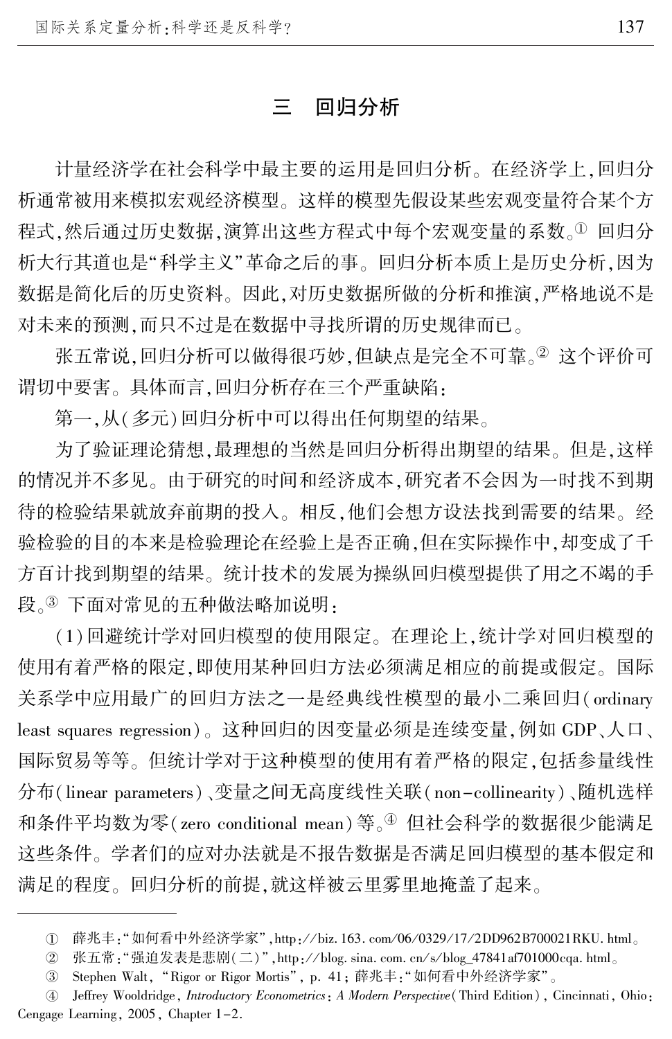## 三　回归分析

计量经济学在社会科学中最主要的运用是回归分析。在经济学上，回归分析通常被用来模拟宏观经济模型。这样的模型先假设某些宏观变量符合某个方程式，然后通过历史数据，演算出这些方程式中每个宏观变量的系数。[①] 回归分析大行其道也是"科学主义"革命之后的事。回归分析本质上是历史分析，因为数据是简化后的历史资料。因此，对历史数据所做的分析和推演，严格地说不是对未来的预测，而只不过是在数据中寻找所谓的历史规律而已。

张五常说，回归分析可以做得很巧妙，但缺点是完全不可靠。[②] 这个评价可谓切中要害。具体而言，回归分析存在三个严重缺陷：

第一，从（多元）回归分析中可以得出任何期望的结果。

为了验证理论猜想，最理想的当然是回归分析得出期望的结果。但是，这样的情况并不多见。由于研究的时间和经济成本，研究者不会因为一时找不到期待的检验结果就放弃前期的投入。相反，他们会想方设法找到需要的结果。经验检验的目的本来是检验理论在经验上是否正确，但在实际操作中，却变成了千方百计找到期望的结果。统计技术的发展为操纵回归模型提供了用之不竭的手段。[③] 下面对常见的五种做法略加说明：

（1）回避统计学对回归模型的使用限定。在理论上，统计学对回归模型的使用有着严格的限定，即使用某种回归方法必须满足相应的前提或假定。国际关系学中应用最广的回归方法之一是经典线性模型的最小二乘回归（ordinary least squares regression）。这种回归的因变量必须是连续变量，例如 GDP、人口、国际贸易等等。但统计学对于这种模型的使用有着严格的限定，包括参量线性分布（linear parameters）、变量之间无高度线性关联（non-collinearity）、随机选样和条件平均数为零（zero conditional mean）等。[④] 但社会科学的数据很少能满足这些条件。学者们的应对办法就是不报告数据是否满足回归模型的基本假定和满足的程度。回归分析的前提，就这样被云里雾里地掩盖了起来。

---

① 薛兆丰："如何看中外经济学家"，http://biz.163.com/06/0329/17/2DD962B700021RKU.html。

② 张五常："强迫发表是悲剧（二）"，http://blog.sina.com.cn/s/blog_47841af701000cqa.html。

③ Stephen Walt, "Rigor or Rigor Mortis", p. 41；薛兆丰："如何看中外经济学家"。

④ Jeffrey Wooldridge, *Introductory Econometrics: A Modern Perspective* (Third Edition), Cincinnati, Ohio: Cengage Learning, 2005, Chapter 1-2.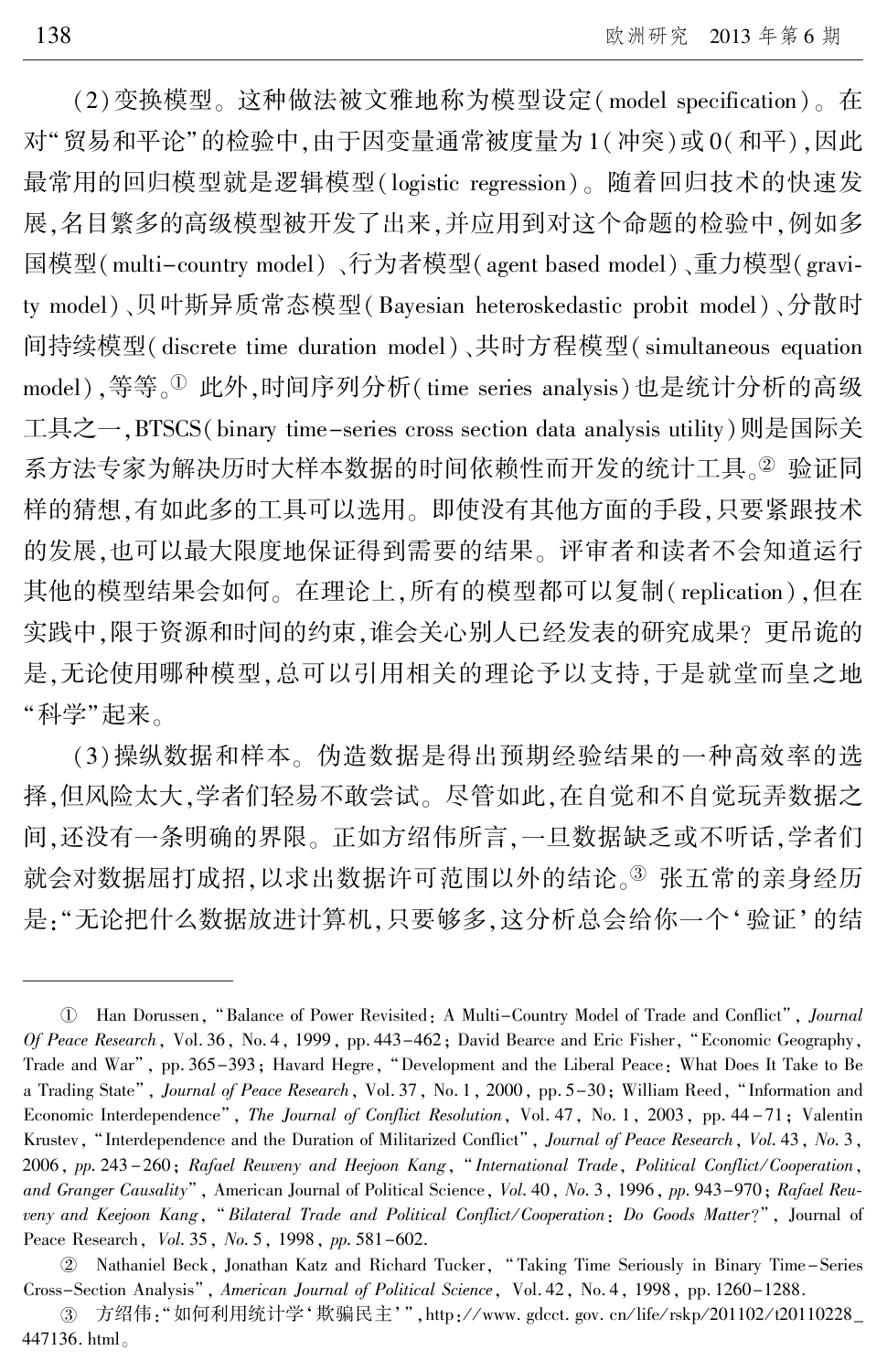（2）变换模型。这种做法被文雅地称为模型设定（model specification）。在对“贸易和平论”的检验中，由于因变量通常被度量为1（冲突）或0（和平），因此最常用的回归模型就是逻辑模型（logistic regression）。随着回归技术的快速发展，名目繁多的高级模型被开发了出来，并应用到对这个命题的检验中，例如多国模型（multi-country model）、行为者模型（agent based model）、重力模型（gravity model）、贝叶斯异质常态模型（Bayesian heteroskedastic probit model）、分散时间持续模型（discrete time duration model）、共时方程模型（simultaneous equation model），等等。[①] 此外，时间序列分析（time series analysis）也是统计分析的高级工具之一，BTSCS（binary time-series cross section data analysis utility）则是国际关系方法专家为解决历时大样本数据的时间依赖性而开发的统计工具。[②] 验证同样的猜想，有如此多的工具可以选用。即使没有其他方面的手段，只要紧跟技术的发展，也可以最大限度地保证得到需要的结果。评审者和读者不会知道运行其他的模型结果会如何。在理论上，所有的模型都可以复制（replication），但在实践中，限于资源和时间的约束，谁会关心别人已经发表的研究成果？更吊诡的是，无论使用哪种模型，总可以引用相关的理论予以支持，于是就堂而皇之地“科学”起来。

（3）操纵数据和样本。伪造数据是得出预期经验结果的一种高效率的选择，但风险太大，学者们轻易不敢尝试。尽管如此，在自觉和不自觉玩弄数据之间，还没有一条明确的界限。正如方绍伟所言，一旦数据缺乏或不听话，学者们就会对数据屈打成招，以求出数据许可范围以外的结论。[③] 张五常的亲身经历是：“无论把什么数据放进计算机，只要够多，这分析总会给你一个‘验证’的结

---

① Han Dorussen, “Balance of Power Revisited: A Multi-Country Model of Trade and Conflict”, *Journal Of Peace Research*, Vol. 36, No. 4, 1999, pp. 443-462; David Bearce and Eric Fisher, “Economic Geography, Trade and War”, pp. 365-393; Havard Hegre, “Development and the Liberal Peace: What Does It Take to Be a Trading State”, *Journal of Peace Research*, Vol. 37, No. 1, 2000, pp. 5-30; William Reed, “Information and Economic Interdependence”, *The Journal of Conflict Resolution*, Vol. 47, No. 1, 2003, pp. 44-71; Valentin Krustev, “Interdependence and the Duration of Militarized Conflict”, *Journal of Peace Research*, *Vol.* 43, *No.* 3, 2006, *pp.* 243-260; *Rafael Reuveny and Heejoon Kang*, “*International Trade*, *Political Conflict/Cooperation*, *and Granger Causality*”, American Journal of Political Science, *Vol.* 40, *No.* 3, 1996, *pp.* 943-970; *Rafael Reuveny and Keejoon Kang*, “*Bilateral Trade and Political Conflict/Cooperation*: *Do Goods Matter*?”, Journal of Peace Research, *Vol.* 35, *No.* 5, 1998, *pp.* 581-602.

② Nathaniel Beck, Jonathan Katz and Richard Tucker, “Taking Time Seriously in Binary Time-Series Cross-Section Analysis”, *American Journal of Political Science*, Vol. 42, No. 4, 1998, pp. 1260-1288.

③ 方绍伟：“如何利用统计学‘欺骗民主’”，http://www.gdcct.gov.cn/life/rskp/201102/t20110228_447136.html。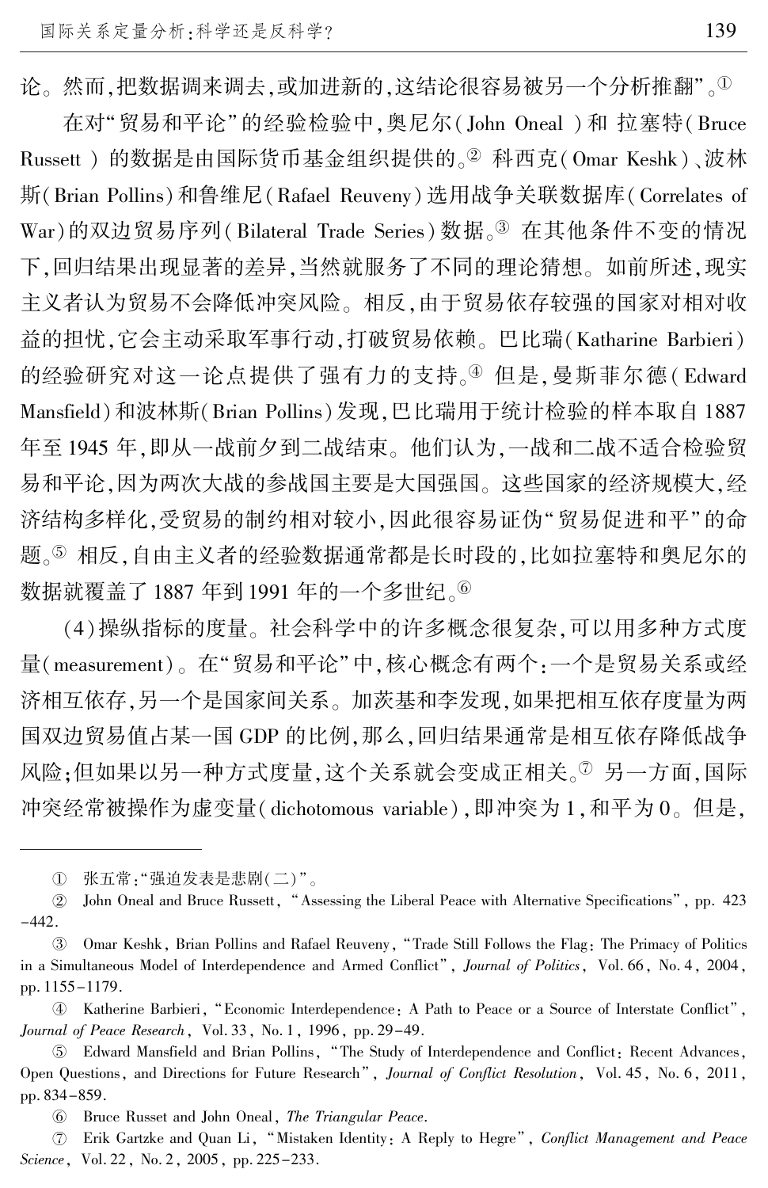论。然而,把数据调来调去,或加进新的,这结论很容易被另一个分析推翻"。[①]

在对"贸易和平论"的经验检验中,奥尼尔(John Oneal)和拉塞特(Bruce Russett)的数据是由国际货币基金组织提供的。[②] 科西克(Omar Keshk)、波林斯(Brian Pollins)和鲁维尼(Rafael Reuveny)选用战争关联数据库(Correlates of War)的双边贸易序列(Bilateral Trade Series)数据。[③] 在其他条件不变的情况下,回归结果出现显著的差异,当然就服务了不同的理论猜想。如前所述,现实主义者认为贸易不会降低冲突风险。相反,由于贸易依存较强的国家对相对收益的担忧,它会主动采取军事行动,打破贸易依赖。巴比瑞(Katharine Barbieri)的经验研究对这一论点提供了强有力的支持。[④] 但是,曼斯菲尔德(Edward Mansfield)和波林斯(Brian Pollins)发现,巴比瑞用于统计检验的样本取自1887年至1945年,即从一战前夕到二战结束。他们认为,一战和二战不适合检验贸易和平论,因为两次大战的参战国主要是大国强国。这些国家的经济规模大,经济结构多样化,受贸易的制约相对较小,因此很容易证伪"贸易促进和平"的命题。[⑤] 相反,自由主义者的经验数据通常都是长时段的,比如拉塞特和奥尼尔的数据就覆盖了1887年到1991年的一个多世纪。[⑥]

(4)操纵指标的度量。社会科学中的许多概念很复杂,可以用多种方式度量(measurement)。在"贸易和平论"中,核心概念有两个:一个是贸易关系或经济相互依存,另一个是国家间关系。加茨基和李发现,如果把相互依存度量为两国双边贸易值占某一国GDP的比例,那么,回归结果通常是相互依存降低战争风险;但如果以另一种方式度量,这个关系就会变成正相关。[⑦] 另一方面,国际冲突经常被操作为虚变量(dichotomous variable),即冲突为1,和平为0。但是,

---

① 张五常:"强迫发表是悲剧(二)"。

② John Oneal and Bruce Russett, "Assessing the Liberal Peace with Alternative Specifications", pp. 423-442.

③ Omar Keshk, Brian Pollins and Rafael Reuveny, "Trade Still Follows the Flag: The Primacy of Politics in a Simultaneous Model of Interdependence and Armed Conflict", *Journal of Politics*, Vol. 66, No. 4, 2004, pp. 1155-1179.

④ Katherine Barbieri, "Economic Interdependence: A Path to Peace or a Source of Interstate Conflict", *Journal of Peace Research*, Vol. 33, No. 1, 1996, pp. 29-49.

⑤ Edward Mansfield and Brian Pollins, "The Study of Interdependence and Conflict: Recent Advances, Open Questions, and Directions for Future Research", *Journal of Conflict Resolution*, Vol. 45, No. 6, 2011, pp. 834-859.

⑥ Bruce Russet and John Oneal, *The Triangular Peace*.

⑦ Erik Gartzke and Quan Li, "Mistaken Identity: A Reply to Hegre", *Conflict Management and Peace Science*, Vol. 22, No. 2, 2005, pp. 225-233.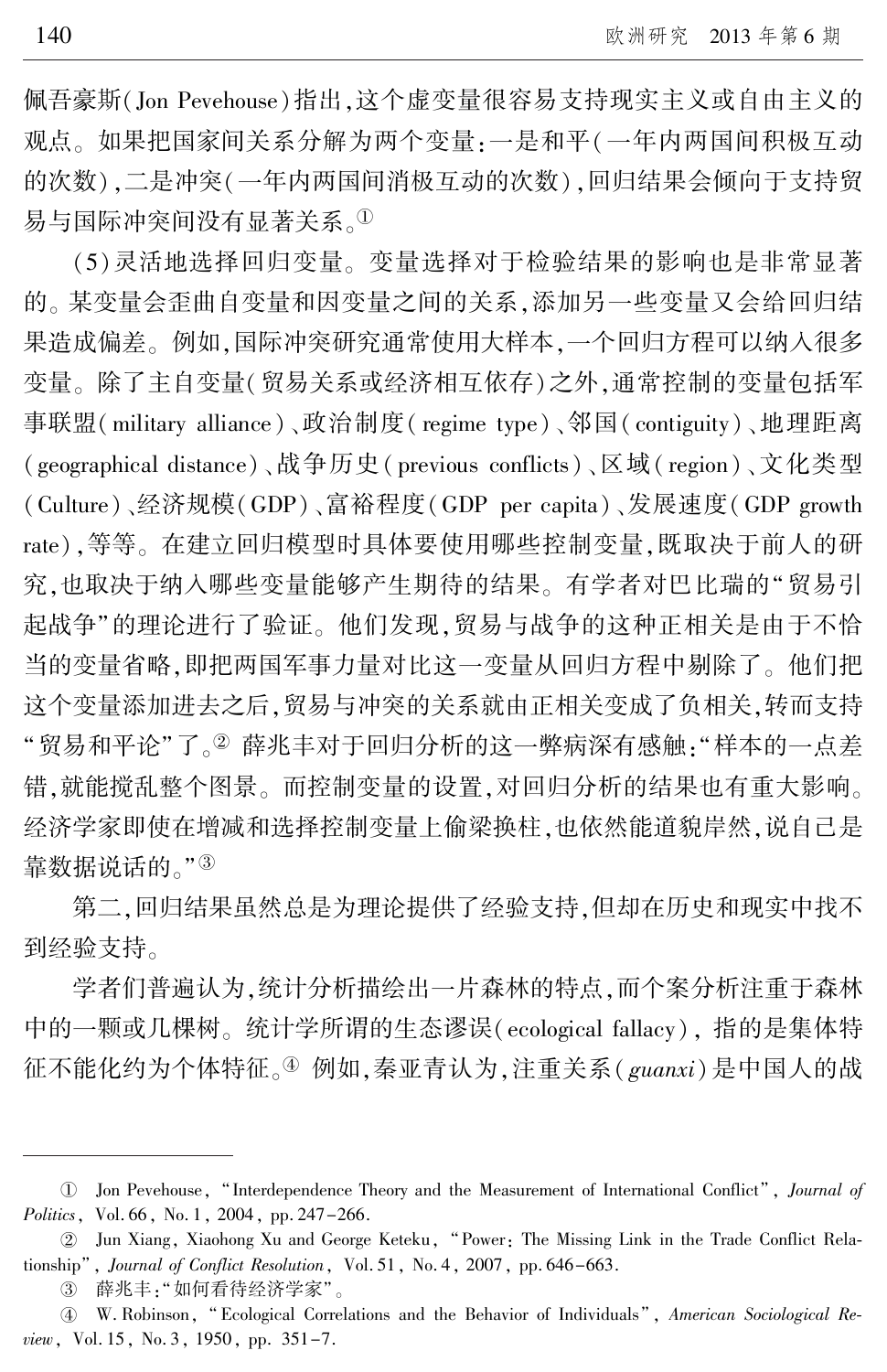佩吾豪斯(Jon Pevehouse)指出,这个虚变量很容易支持现实主义或自由主义的观点。如果把国家间关系分解为两个变量:一是和平(一年内两国间积极互动的次数),二是冲突(一年内两国间消极互动的次数),回归结果会倾向于支持贸易与国际冲突间没有显著关系。[①]

(5)灵活地选择回归变量。变量选择对于检验结果的影响也是非常显著的。某变量会歪曲自变量和因变量之间的关系,添加另一些变量又会给回归结果造成偏差。例如,国际冲突研究通常使用大样本,一个回归方程可以纳入很多变量。除了主自变量(贸易关系或经济相互依存)之外,通常控制的变量包括军事联盟(military alliance)、政治制度(regime type)、邻国(contiguity)、地理距离(geographical distance)、战争历史(previous conflicts)、区域(region)、文化类型(Culture)、经济规模(GDP)、富裕程度(GDP per capita)、发展速度(GDP growth rate),等等。在建立回归模型时具体要使用哪些控制变量,既取决于前人的研究,也取决于纳入哪些变量能够产生期待的结果。有学者对巴比瑞的"贸易引起战争"的理论进行了验证。他们发现,贸易与战争的这种正相关是由于不恰当的变量省略,即把两国军事力量对比这一变量从回归方程中剔除了。他们把这个变量添加进去之后,贸易与冲突的关系就由正相关变成了负相关,转而支持"贸易和平论"了。[②] 薛兆丰对于回归分析的这一弊病深有感触:"样本的一点差错,就能搅乱整个图景。而控制变量的设置,对回归分析的结果也有重大影响。经济学家即使在增减和选择控制变量上偷梁换柱,也依然能道貌岸然,说自己是靠数据说话的。"[③]

第二,回归结果虽然总是为理论提供了经验支持,但却在历史和现实中找不到经验支持。

学者们普遍认为,统计分析描绘出一片森林的特点,而个案分析注重于森林中的一颗或几棵树。统计学所谓的生态谬误(ecological fallacy),指的是集体特征不能化约为个体特征。[④] 例如,秦亚青认为,注重关系(*guanxi*)是中国人的战

---

① Jon Pevehouse, "Interdependence Theory and the Measurement of International Conflict", *Journal of Politics*, Vol. 66, No. 1, 2004, pp. 247-266.

② Jun Xiang, Xiaohong Xu and George Keteku, "Power: The Missing Link in the Trade Conflict Relationship", *Journal of Conflict Resolution*, Vol. 51, No. 4, 2007, pp. 646-663.

③ 薛兆丰:"如何看待经济学家"。

④ W. Robinson, "Ecological Correlations and the Behavior of Individuals", *American Sociological Review*, Vol. 15, No. 3, 1950, pp. 351-7.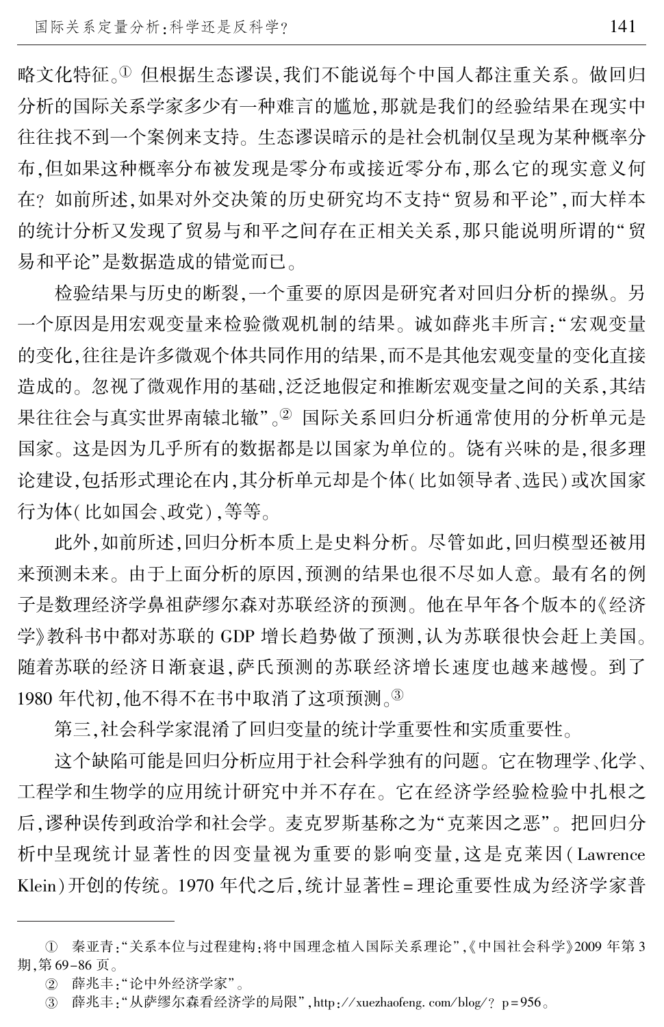略文化特征。[①] 但根据生态谬误,我们不能说每个中国人都注重关系。做回归分析的国际关系学家多少有一种难言的尴尬,那就是我们的经验结果在现实中往往找不到一个案例来支持。生态谬误暗示的是社会机制仅呈现为某种概率分布,但如果这种概率分布被发现是零分布或接近零分布,那么它的现实意义何在? 如前所述,如果对外交决策的历史研究均不支持"贸易和平论",而大样本的统计分析又发现了贸易与和平之间存在正相关关系,那只能说明所谓的"贸易和平论"是数据造成的错觉而已。

检验结果与历史的断裂,一个重要的原因是研究者对回归分析的操纵。另一个原因是用宏观变量来检验微观机制的结果。诚如薛兆丰所言:"宏观变量的变化,往往是许多微观个体共同作用的结果,而不是其他宏观变量的变化直接造成的。忽视了微观作用的基础,泛泛地假定和推断宏观变量之间的关系,其结果往往会与真实世界南辕北辙"。[②] 国际关系回归分析通常使用的分析单元是国家。这是因为几乎所有的数据都是以国家为单位的。饶有兴味的是,很多理论建设,包括形式理论在内,其分析单元却是个体(比如领导者、选民)或次国家行为体(比如国会、政党),等等。

此外,如前所述,回归分析本质上是史料分析。尽管如此,回归模型还被用来预测未来。由于上面分析的原因,预测的结果也很不尽如人意。最有名的例子是数理经济学鼻祖萨缪尔森对苏联经济的预测。他在早年各个版本的《经济学》教科书中都对苏联的 GDP 增长趋势做了预测,认为苏联很快会赶上美国。随着苏联的经济日渐衰退,萨氏预测的苏联经济增长速度也越来越慢。到了 1980 年代初,他不得不在书中取消了这项预测。[③]

第三,社会科学家混淆了回归变量的统计学重要性和实质重要性。

这个缺陷可能是回归分析应用于社会科学独有的问题。它在物理学、化学、工程学和生物学的应用统计研究中并不存在。它在经济学经验检验中扎根之后,谬种误传到政治学和社会学。麦克罗斯基称之为"克莱因之恶"。把回归分析中呈现统计显著性的因变量视为重要的影响变量,这是克莱因(Lawrence Klein)开创的传统。1970 年代之后,统计显著性 = 理论重要性成为经济学家普

---

① 秦亚青:"关系本位与过程建构:将中国理念植入国际关系理论",《中国社会科学》2009 年第 3 期,第 69-86 页。

② 薛兆丰:"论中外经济学家"。

③ 薛兆丰:"从萨缪尔森看经济学的局限",http://xuezhaofeng.com/blog/?p=956。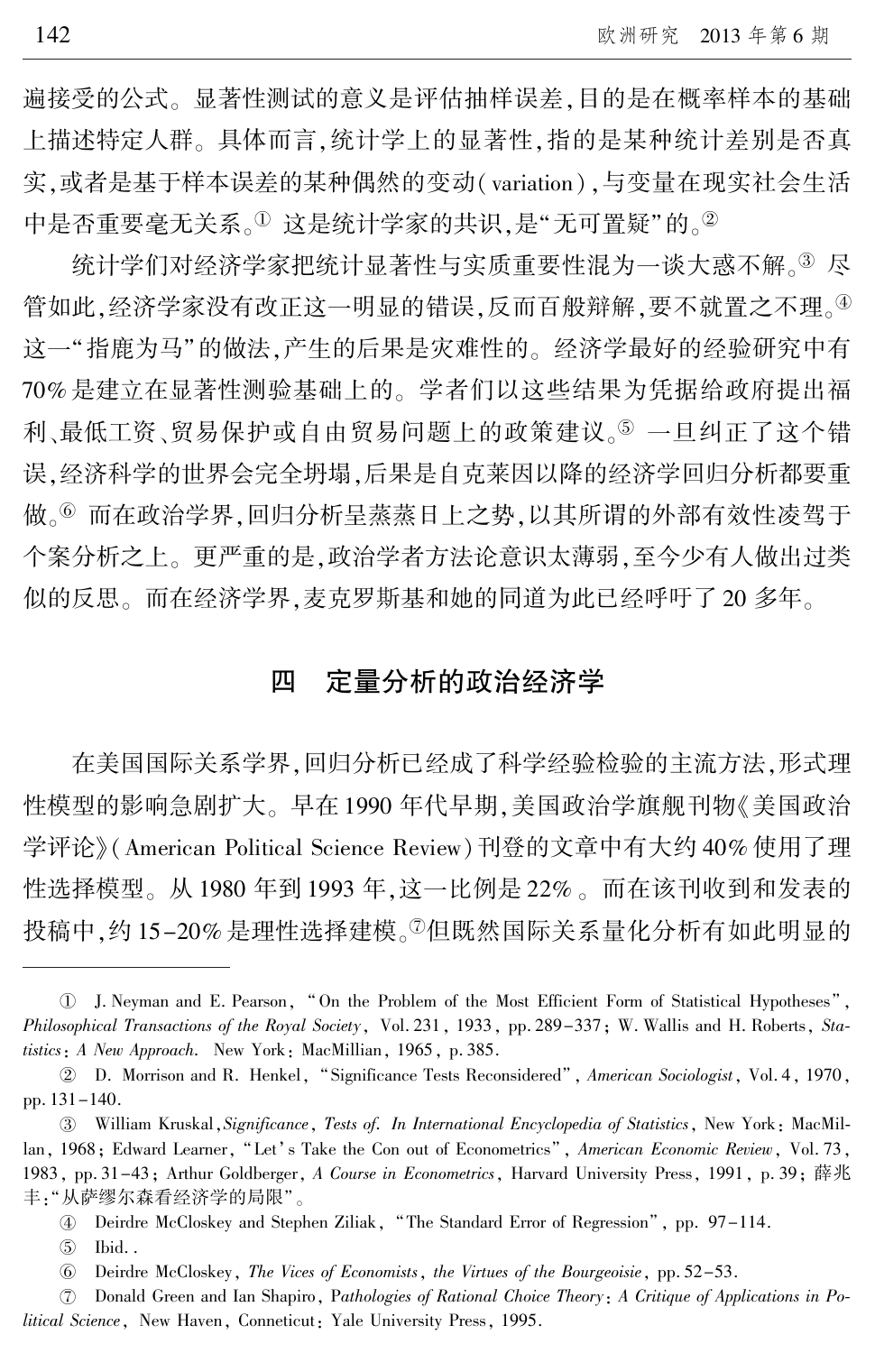遍接受的公式。显著性测试的意义是评估抽样误差,目的是在概率样本的基础上描述特定人群。具体而言,统计学上的显著性,指的是某种统计差别是否真实,或者是基于样本误差的某种偶然的变动(variation),与变量在现实社会生活中是否重要毫无关系。[①] 这是统计学家的共识,是"无可置疑"的。[②]

统计学们对经济学家把统计显著性与实质重要性混为一谈大惑不解。[③] 尽管如此,经济学家没有改正这一明显的错误,反而百般辩解,要不就置之不理。[④] 这一"指鹿为马"的做法,产生的后果是灾难性的。经济学最好的经验研究中有70%是建立在显著性测验基础上的。学者们以这些结果为凭据给政府提出福利、最低工资、贸易保护或自由贸易问题上的政策建议。[⑤] 一旦纠正了这个错误,经济科学的世界会完全坍塌,后果是自克莱因以降的经济学回归分析都要重做。[⑥] 而在政治学界,回归分析呈蒸蒸日上之势,以其所谓的外部有效性凌驾于个案分析之上。更严重的是,政治学者方法论意识太薄弱,至今少有人做出过类似的反思。而在经济学界,麦克罗斯基和她的同道为此已经呼吁了20多年。

## 四 定量分析的政治经济学

在美国国际关系学界,回归分析已经成了科学经验检验的主流方法,形式理性模型的影响急剧扩大。早在1990年代早期,美国政治学旗舰刊物《美国政治学评论》(American Political Science Review)刊登的文章中有大约40%使用了理性选择模型。从1980年到1993年,这一比例是22%。而在该刊收到和发表的投稿中,约15–20%是理性选择建模。[⑦]但既然国际关系量化分析有如此明显的

---

① J. Neyman and E. Pearson, "On the Problem of the Most Efficient Form of Statistical Hypotheses", *Philosophical Transactions of the Royal Society*, Vol. 231, 1933, pp. 289–337; W. Wallis and H. Roberts, *Statistics: A New Approach*. New York: MacMillian, 1965, p. 385.

② D. Morrison and R. Henkel, "Significance Tests Reconsidered", *American Sociologist*, Vol. 4, 1970, pp. 131–140.

③ William Kruskal, *Significance, Tests of. In International Encyclopedia of Statistics*, New York: MacMillan, 1968; Edward Learner, "Let's Take the Con out of Econometrics", *American Economic Review*, Vol. 73, 1983, pp. 31–43; Arthur Goldberger, *A Course in Econometrics*, Harvard University Press, 1991, p. 39; 薛兆丰:"从萨缪尔森看经济学的局限"。

④ Deirdre McCloskey and Stephen Ziliak, "The Standard Error of Regression", pp. 97–114.

⑤ Ibid..

⑥ Deirdre McCloskey, *The Vices of Economists, the Virtues of the Bourgeoisie*, pp. 52–53.

⑦ Donald Green and Ian Shapiro, *Pathologies of Rational Choice Theory: A Critique of Applications in Political Science*, New Haven, Conneticut: Yale University Press, 1995.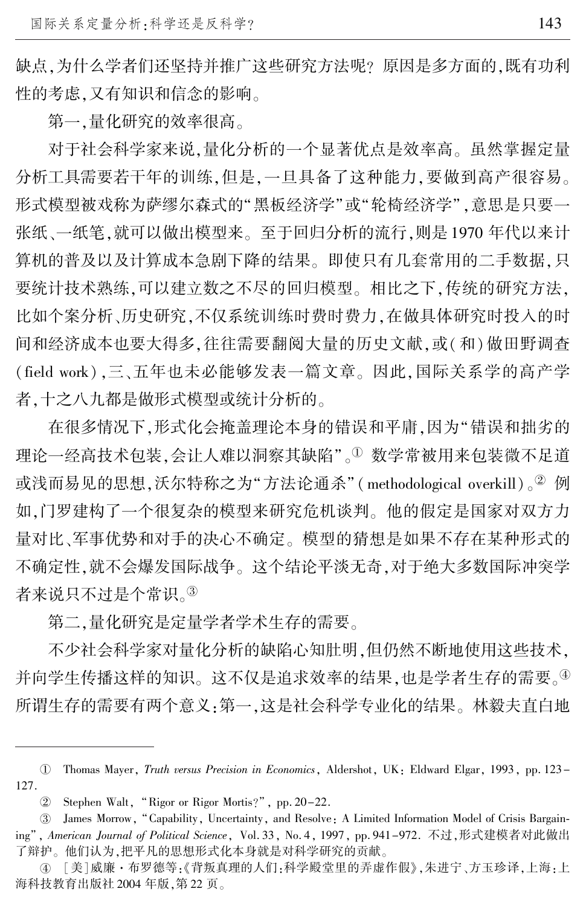缺点,为什么学者们还坚持并推广这些研究方法呢?原因是多方面的,既有功利性的考虑,又有知识和信念的影响。

第一,量化研究的效率很高。

对于社会科学家来说,量化分析的一个显著优点是效率高。虽然掌握定量分析工具需要若干年的训练,但是,一旦具备了这种能力,要做到高产很容易。形式模型被戏称为萨缪尔森式的"黑板经济学"或"轮椅经济学",意思是只要一张纸、一纸笔,就可以做出模型来。至于回归分析的流行,则是1970年代以来计算机的普及以及计算成本急剧下降的结果。即使只有几套常用的二手数据,只要统计技术熟练,可以建立数之不尽的回归模型。相比之下,传统的研究方法,比如个案分析、历史研究,不仅系统训练时费时费力,在做具体研究时投入的时间和经济成本也要大得多,往往需要翻阅大量的历史文献,或(和)做田野调查(field work),三、五年也未必能够发表一篇文章。因此,国际关系学的高产学者,十之八九都是做形式模型或统计分析的。

在很多情况下,形式化会掩盖理论本身的错误和平庸,因为"错误和拙劣的理论一经高技术包装,会让人难以洞察其缺陷"。[①] 数学常被用来包装微不足道或浅而易见的思想,沃尔特称之为"方法论通杀"(methodological overkill)。[②] 例如,门罗建构了一个很复杂的模型来研究危机谈判。他的假定是国家对双方力量对比、军事优势和对手的决心不确定。模型的猜想是如果不存在某种形式的不确定性,就不会爆发国际战争。这个结论平淡无奇,对于绝大多数国际冲突学者来说只不过是个常识。[③]

第二,量化研究是定量学者学术生存的需要。

不少社会科学家对量化分析的缺陷心知肚明,但仍然不断地使用这些技术,并向学生传播这样的知识。这不仅是追求效率的结果,也是学者生存的需要。[④] 所谓生存的需要有两个意义:第一,这是社会科学专业化的结果。林毅夫直白地

---

① Thomas Mayer, *Truth versus Precision in Economics*, Aldershot, UK: Eldward Elgar, 1993, pp. 123-127.

② Stephen Walt, "Rigor or Rigor Mortis?", pp. 20-22.

③ James Morrow, "Capability, Uncertainty, and Resolve: A Limited Information Model of Crisis Bargaining", *American Journal of Political Science*, Vol. 33, No. 4, 1997, pp. 941-972. 不过,形式建模者对此做出了辩护。他们认为,把平凡的思想形式化本身就是对科学研究的贡献。

④ [美]威廉·布罗德等:《背叛真理的人们:科学殿堂里的弄虚作假》,朱进宁、方玉珍译,上海:上海科技教育出版社2004年版,第22页。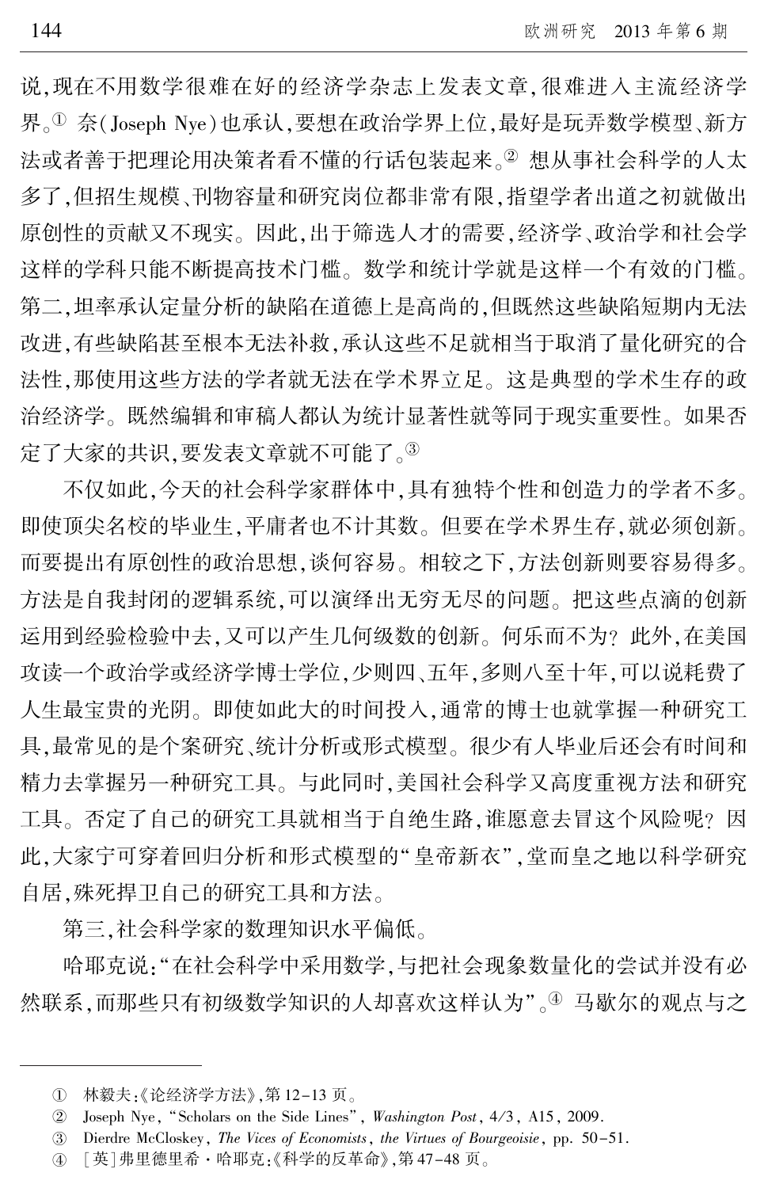说,现在不用数学很难在好的经济学杂志上发表文章,很难进入主流经济学界。[①] 奈(Joseph Nye)也承认,要想在政治学界上位,最好是玩弄数学模型、新方法或者善于把理论用决策者看不懂的行话包装起来。[②] 想从事社会科学的人太多了,但招生规模、刊物容量和研究岗位都非常有限,指望学者出道之初就做出原创性的贡献又不现实。因此,出于筛选人才的需要,经济学、政治学和社会学这样的学科只能不断提高技术门槛。数学和统计学就是这样一个有效的门槛。第二,坦率承认定量分析的缺陷在道德上是高尚的,但既然这些缺陷短期内无法改进,有些缺陷甚至根本无法补救,承认这些不足就相当于取消了量化研究的合法性,那使用这些方法的学者就无法在学术界立足。这是典型的学术生存的政治经济学。既然编辑和审稿人都认为统计显著性就等同于现实重要性。如果否定了大家的共识,要发表文章就不可能了。[③]

不仅如此,今天的社会科学家群体中,具有独特个性和创造力的学者不多。即使顶尖名校的毕业生,平庸者也不计其数。但要在学术界生存,就必须创新。而要提出有原创性的政治思想,谈何容易。相较之下,方法创新则要容易得多。方法是自我封闭的逻辑系统,可以演绎出无穷无尽的问题。把这些点滴的创新运用到经验检验中去,又可以产生几何级数的创新。何乐而不为? 此外,在美国攻读一个政治学或经济学博士学位,少则四、五年,多则八至十年,可以说耗费了人生最宝贵的光阴。即使如此大的时间投入,通常的博士也就掌握一种研究工具,最常见的是个案研究、统计分析或形式模型。很少有人毕业后还会有时间和精力去掌握另一种研究工具。与此同时,美国社会科学又高度重视方法和研究工具。否定了自己的研究工具就相当于自绝生路,谁愿意去冒这个风险呢? 因此,大家宁可穿着回归分析和形式模型的"皇帝新衣",堂而皇之地以科学研究自居,殊死捍卫自己的研究工具和方法。

第三,社会科学家的数理知识水平偏低。

哈耶克说:"在社会科学中采用数学,与把社会现象数量化的尝试并没有必然联系,而那些只有初级数学知识的人却喜欢这样认为"。[④] 马歇尔的观点与之

---

① 林毅夫:《论经济学方法》,第12-13页。

② Joseph Nye, "Scholars on the Side Lines", *Washington Post*, 4/3, A15, 2009.

③ Dierdre McCloskey, *The Vices of Economists, the Virtues of Bourgeoisie*, pp. 50-51.

④ [英]弗里德里希·哈耶克:《科学的反革命》,第47-48页。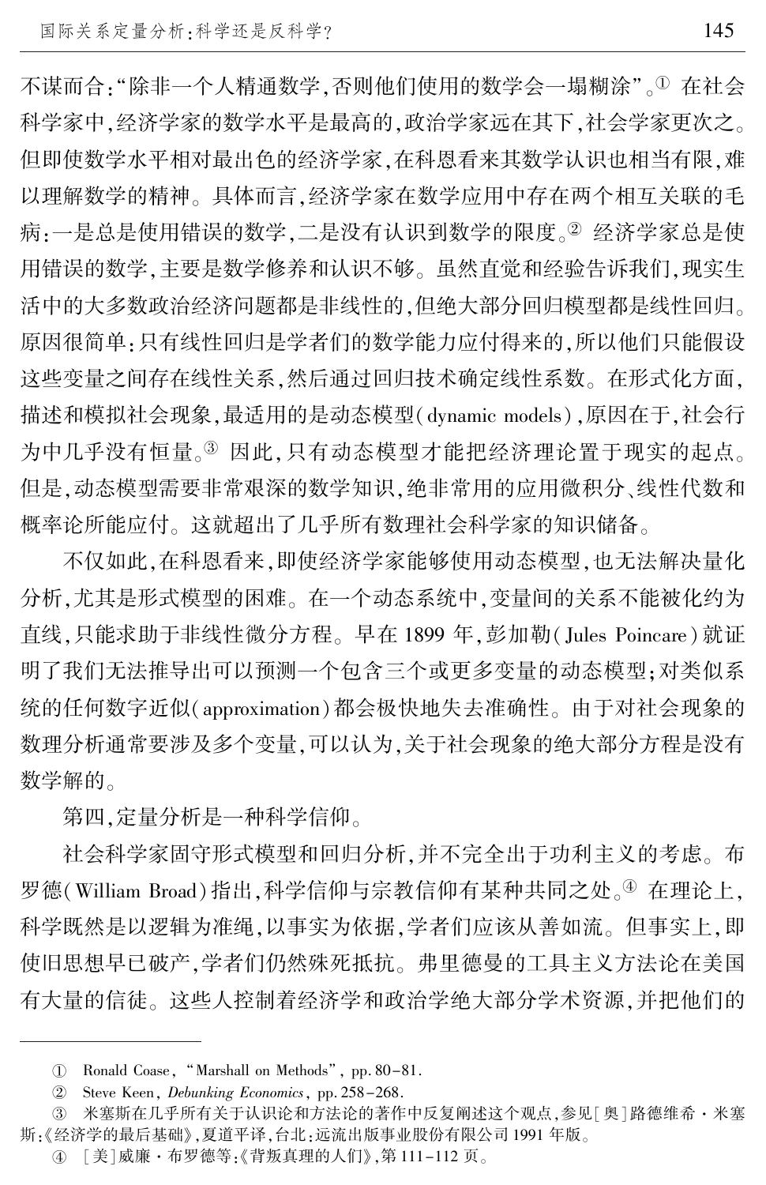不谋而合:"除非一个人精通数学,否则他们使用的数学会一塌糊涂"。[①] 在社会科学家中,经济学家的数学水平是最高的,政治学家远在其下,社会学家更次之。但即使数学水平相对最出色的经济学家,在科恩看来其数学认识也相当有限,难以理解数学的精神。具体而言,经济学家在数学应用中存在两个相互关联的毛病:一是总是使用错误的数学,二是没有认识到数学的限度。[②] 经济学家总是使用错误的数学,主要是数学修养和认识不够。虽然直觉和经验告诉我们,现实生活中的大多数政治经济问题都是非线性的,但绝大部分回归模型都是线性回归。原因很简单:只有线性回归是学者们的数学能力应付得来的,所以他们只能假设这些变量之间存在线性关系,然后通过回归技术确定线性系数。在形式化方面,描述和模拟社会现象,最适用的是动态模型(dynamic models),原因在于,社会行为中几乎没有恒量。[③] 因此,只有动态模型才能把经济理论置于现实的起点。但是,动态模型需要非常艰深的数学知识,绝非常用的应用微积分、线性代数和概率论所能应付。这就超出了几乎所有数理社会科学家的知识储备。

不仅如此,在科恩看来,即使经济学家能够使用动态模型,也无法解决量化分析,尤其是形式模型的困难。在一个动态系统中,变量间的关系不能被化约为直线,只能求助于非线性微分方程。早在 1899 年,彭加勒(Jules Poincare)就证明了我们无法推导出可以预测一个包含三个或更多变量的动态模型;对类似系统的任何数字近似(approximation)都会极快地失去准确性。由于对社会现象的数理分析通常要涉及多个变量,可以认为,关于社会现象的绝大部分方程是没有数学解的。

第四,定量分析是一种科学信仰。

社会科学家固守形式模型和回归分析,并不完全出于功利主义的考虑。布罗德(William Broad)指出,科学信仰与宗教信仰有某种共同之处。[④] 在理论上,科学既然是以逻辑为准绳,以事实为依据,学者们应该从善如流。但事实上,即使旧思想早已破产,学者们仍然殊死抵抗。弗里德曼的工具主义方法论在美国有大量的信徒。这些人控制着经济学和政治学绝大部分学术资源,并把他们的

---

① Ronald Coase, "Marshall on Methods", pp. 80-81.

② Steve Keen, *Debunking Economics*, pp. 258-268.

③ 米塞斯在几乎所有关于认识论和方法论的著作中反复阐述这个观点,参见[奥]路德维希·米塞斯:《经济学的最后基础》,夏道平译,台北:远流出版事业股份有限公司 1991 年版。

④ [美]威廉·布罗德等:《背叛真理的人们》,第 111-112 页。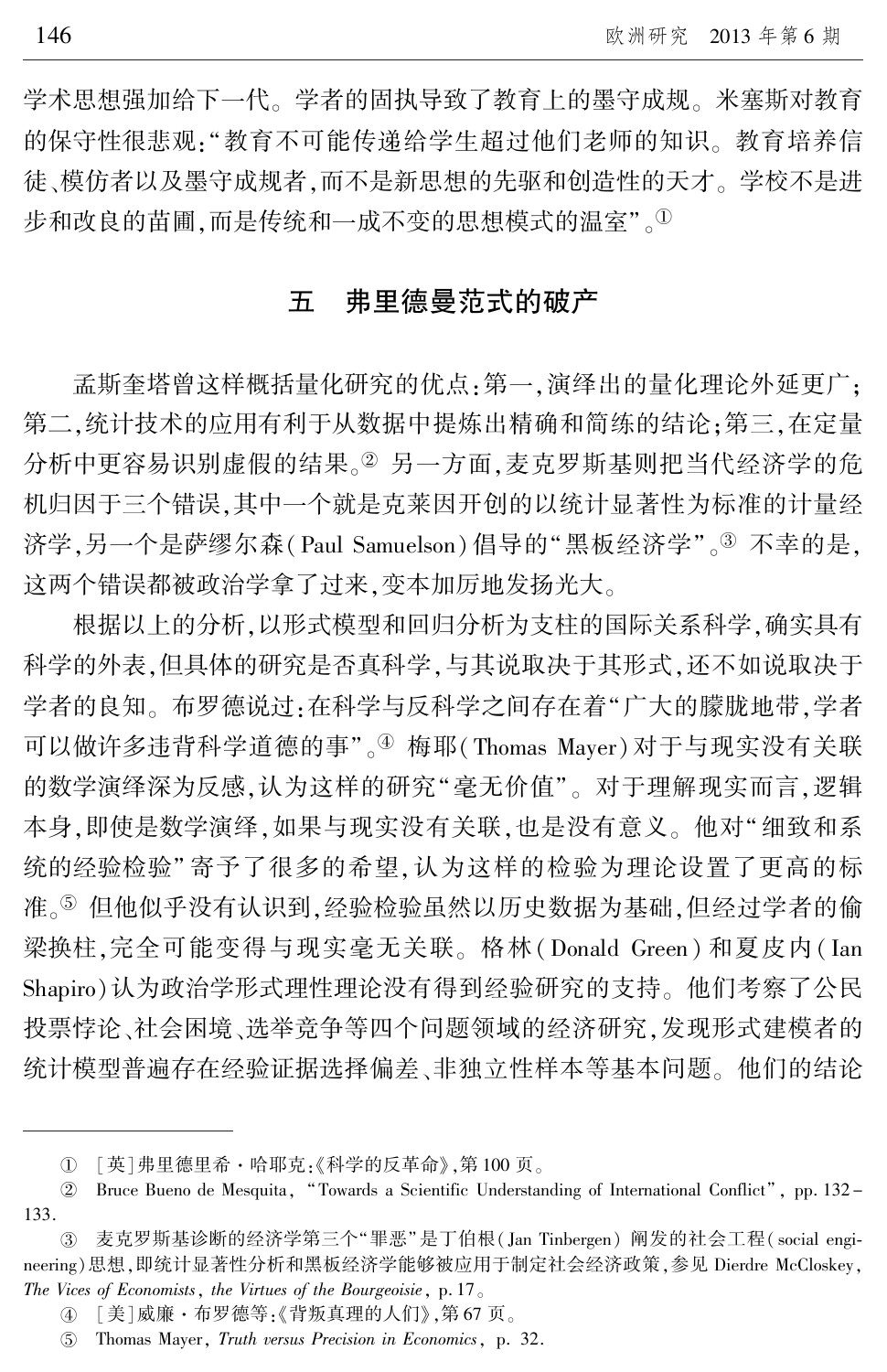学术思想强加给下一代。学者的固执导致了教育上的墨守成规。米塞斯对教育的保守性很悲观:“教育不可能传递给学生超过他们老师的知识。教育培养信徒、模仿者以及墨守成规者,而不是新思想的先驱和创造性的天才。学校不是进步和改良的苗圃,而是传统和一成不变的思想模式的温室”。[①]

## 五　弗里德曼范式的破产

孟斯奎塔曾这样概括量化研究的优点:第一,演绎出的量化理论外延更广;第二,统计技术的应用有利于从数据中提炼出精确和简练的结论;第三,在定量分析中更容易识别虚假的结果。[②] 另一方面,麦克罗斯基则把当代经济学的危机归因于三个错误,其中一个就是克莱因开创的以统计显著性为标准的计量经济学,另一个是萨缪尔森(Paul Samuelson)倡导的“黑板经济学”。[③] 不幸的是,这两个错误都被政治学拿了过来,变本加厉地发扬光大。

根据以上的分析,以形式模型和回归分析为支柱的国际关系科学,确实具有科学的外表,但具体的研究是否真科学,与其说取决于其形式,还不如说取决于学者的良知。布罗德说过:在科学与反科学之间存在着“广大的朦胧地带,学者可以做许多违背科学道德的事”。[④] 梅耶(Thomas Mayer)对于与现实没有关联的数学演绎深为反感,认为这样的研究“毫无价值”。对于理解现实而言,逻辑本身,即使是数学演绎,如果与现实没有关联,也是没有意义。他对“细致和系统的经验检验”寄予了很多的希望,认为这样的检验为理论设置了更高的标准。[⑤] 但他似乎没有认识到,经验检验虽然以历史数据为基础,但经过学者的偷梁换柱,完全可能变得与现实毫无关联。格林(Donald Green)和夏皮内(Ian Shapiro)认为政治学形式理性理论没有得到经验研究的支持。他们考察了公民投票悖论、社会困境、选举竞争等四个问题领域的经济研究,发现形式建模者的统计模型普遍存在经验证据选择偏差、非独立性样本等基本问题。他们的结论

---

① [英]弗里德里希·哈耶克:《科学的反革命》,第100页。

② Bruce Bueno de Mesquita, “Towards a Scientific Understanding of International Conflict”, pp. 132-133.

③ 麦克罗斯基诊断的经济学第三个“罪恶”是丁伯根(Jan Tinbergen)阐发的社会工程(social engineering)思想,即统计显著性分析和黑板经济学能够被应用于制定社会经济政策,参见 Dierdre McCloskey, *The Vices of Economists, the Virtues of the Bourgeoisie*, p. 17。

④ [美]威廉·布罗德等:《背叛真理的人们》,第67页。

⑤ Thomas Mayer, *Truth versus Precision in Economics*, p. 32.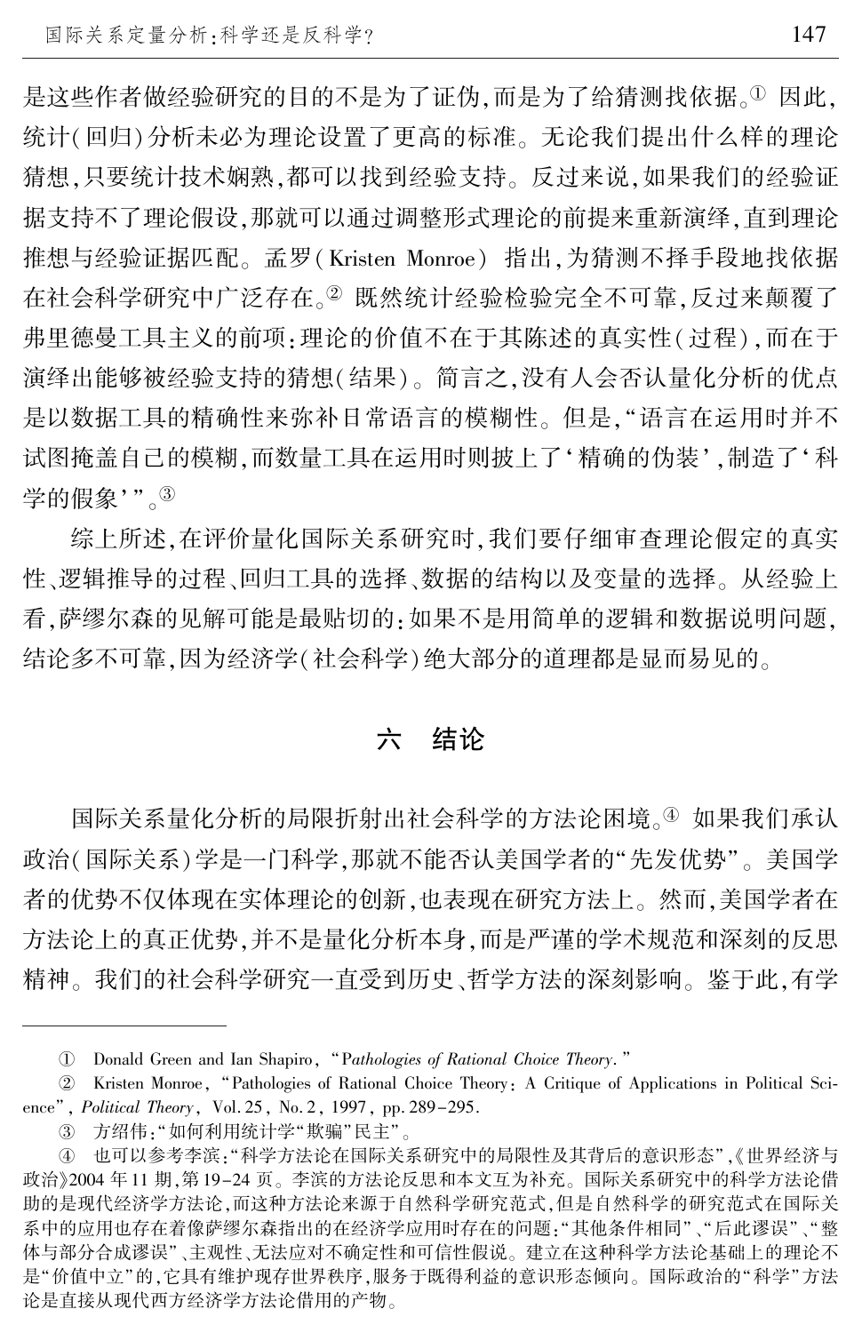是这些作者做经验研究的目的不是为了证伪,而是为了给猜测找依据。[①] 因此,统计(回归)分析未必为理论设置了更高的标准。无论我们提出什么样的理论猜想,只要统计技术娴熟,都可以找到经验支持。反过来说,如果我们的经验证据支持不了理论假设,那就可以通过调整形式理论的前提来重新演绎,直到理论推想与经验证据匹配。孟罗(Kristen Monroe) 指出,为猜测不择手段地找依据在社会科学研究中广泛存在。[②] 既然统计经验检验完全不可靠,反过来颠覆了弗里德曼工具主义的前项:理论的价值不在于其陈述的真实性(过程),而在于演绎出能够被经验支持的猜想(结果)。简言之,没有人会否认量化分析的优点是以数据工具的精确性来弥补日常语言的模糊性。但是,"语言在运用时并不试图掩盖自己的模糊,而数量工具在运用时则披上了'精确的伪装',制造了'科学的假象'"。[③]

综上所述,在评价量化国际关系研究时,我们要仔细审查理论假定的真实性、逻辑推导的过程、回归工具的选择、数据的结构以及变量的选择。从经验上看,萨缪尔森的见解可能是最贴切的:如果不是用简单的逻辑和数据说明问题,结论多不可靠,因为经济学(社会科学)绝大部分的道理都是显而易见的。

## 六 结论

国际关系量化分析的局限折射出社会科学的方法论困境。[④] 如果我们承认政治(国际关系)学是一门科学,那就不能否认美国学者的"先发优势"。美国学者的优势不仅体现在实体理论的创新,也表现在研究方法上。然而,美国学者在方法论上的真正优势,并不是量化分析本身,而是严谨的学术规范和深刻的反思精神。我们的社会科学研究一直受到历史、哲学方法的深刻影响。鉴于此,有学

---

① Donald Green and Ian Shapiro, "*Pathologies of Rational Choice Theory*."

② Kristen Monroe, "Pathologies of Rational Choice Theory: A Critique of Applications in Political Science", *Political Theory*, Vol. 25, No. 2, 1997, pp. 289–295.

③ 方绍伟:"如何利用统计学'欺骗'民主"。

④ 也可以参考李滨:"科学方法论在国际关系研究中的局限性及其背后的意识形态",《世界经济与政治》2004 年 11 期,第 19–24 页。李滨的方法论反思和本文互为补充。国际关系研究中的科学方法论借助的是现代经济学方法论,而这种方法论来源于自然科学研究范式,但是自然科学的研究范式在国际关系中的应用也存在着像萨缪尔森指出的在经济学应用时存在的问题:"其他条件相同"、"后此谬误"、"整体与部分合成谬误"、主观性、无法应对不确定性和可信性假说。建立在这种科学方法论基础上的理论不是"价值中立"的,它具有维护现存世界秩序,服务于既得利益的意识形态倾向。国际政治的"科学"方法论是直接从现代西方经济学方法论借用的产物。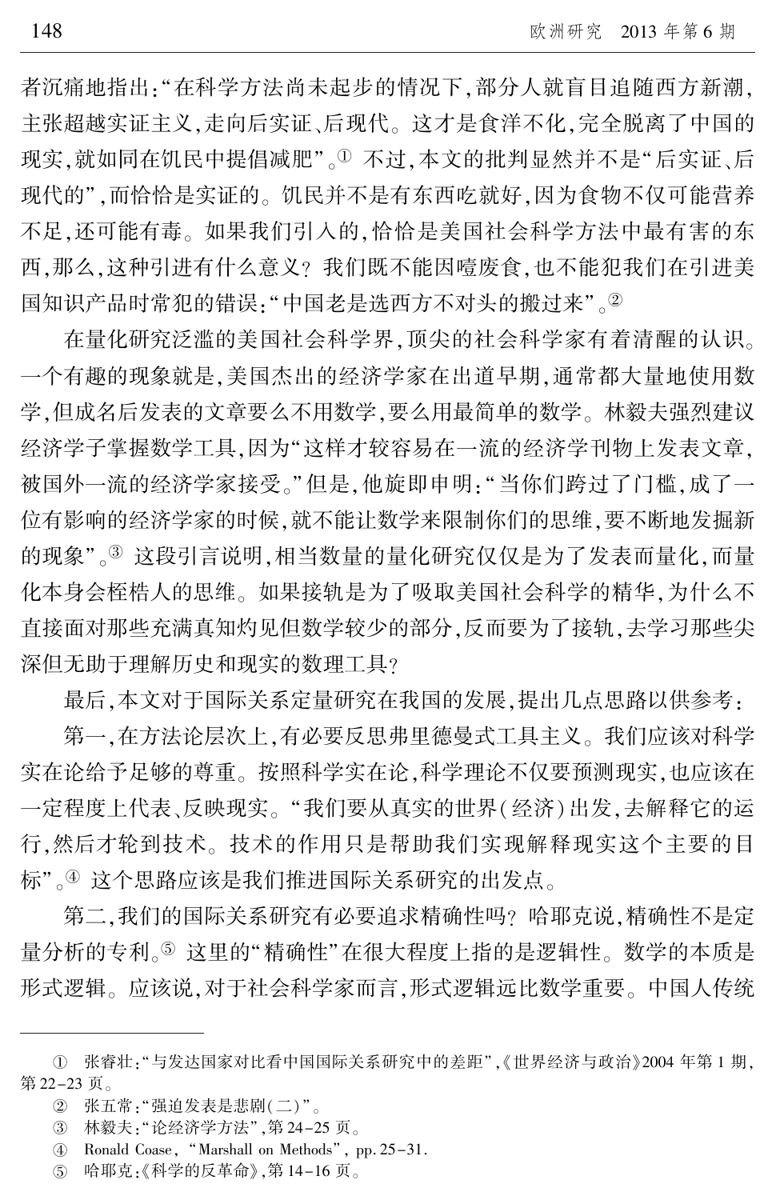者沉痛地指出："在科学方法尚未起步的情况下，部分人就盲目追随西方新潮，主张超越实证主义，走向后实证、后现代。这才是食洋不化，完全脱离了中国的现实，就如同在饥民中提倡减肥"。[①] 不过，本文的批判显然并不是"后实证、后现代的"，而恰恰是实证的。饥民并不是有东西吃就好，因为食物不仅可能营养不足，还可能有毒。如果我们引入的，恰恰是美国社会科学方法中最有害的东西，那么，这种引进有什么意义？我们既不能因噎废食，也不能犯我们在引进美国知识产品时常犯的错误："中国老是选西方不对头的搬过来"。[②]

在量化研究泛滥的美国社会科学界，顶尖的社会科学家有着清醒的认识。一个有趣的现象就是，美国杰出的经济学家在出道早期，通常都大量地使用数学，但成名后发表的文章要么不用数学，要么用最简单的数学。林毅夫强烈建议经济学子掌握数学工具，因为"这样才较容易在一流的经济学刊物上发表文章，被国外一流的经济学家接受。"但是，他旋即申明："当你们跨过了门槛，成了一位有影响的经济学家的时候，就不能让数学来限制你们的思维，要不断地发掘新的现象"。[③] 这段引言说明，相当数量的量化研究仅仅是为了发表而量化，而量化本身会桎梏人的思维。如果接轨是为了吸取美国社会科学的精华，为什么不直接面对那些充满真知灼见但数学较少的部分，反而要为了接轨，去学习那些尖深但无助于理解历史和现实的数理工具？

最后，本文对于国际关系定量研究在我国的发展，提出几点思路以供参考：

第一，在方法论层次上，有必要反思弗里德曼式工具主义。我们应该对科学实在论给予足够的尊重。按照科学实在论，科学理论不仅要预测现实，也应该在一定程度上代表、反映现实。"我们要从真实的世界（经济）出发，去解释它的运行，然后才轮到技术。技术的作用只是帮助我们实现解释现实这个主要的目标"。[④] 这个思路应该是我们推进国际关系研究的出发点。

第二，我们的国际关系研究有必要追求精确性吗？哈耶克说，精确性不是定量分析的专利。[⑤] 这里的"精确性"在很大程度上指的是逻辑性。数学的本质是形式逻辑。应该说，对于社会科学家而言，形式逻辑远比数学重要。中国人传统

---

① 张睿壮："与发达国家对比看中国国际关系研究中的差距"，《世界经济与政治》2004 年第 1 期，第 22-23 页。

② 张五常："强迫发表是悲剧（二）"。

③ 林毅夫："论经济学方法"，第 24-25 页。

④ Ronald Coase，"Marshall on Methods"，pp. 25-31.

⑤ 哈耶克：《科学的反革命》，第 14-16 页。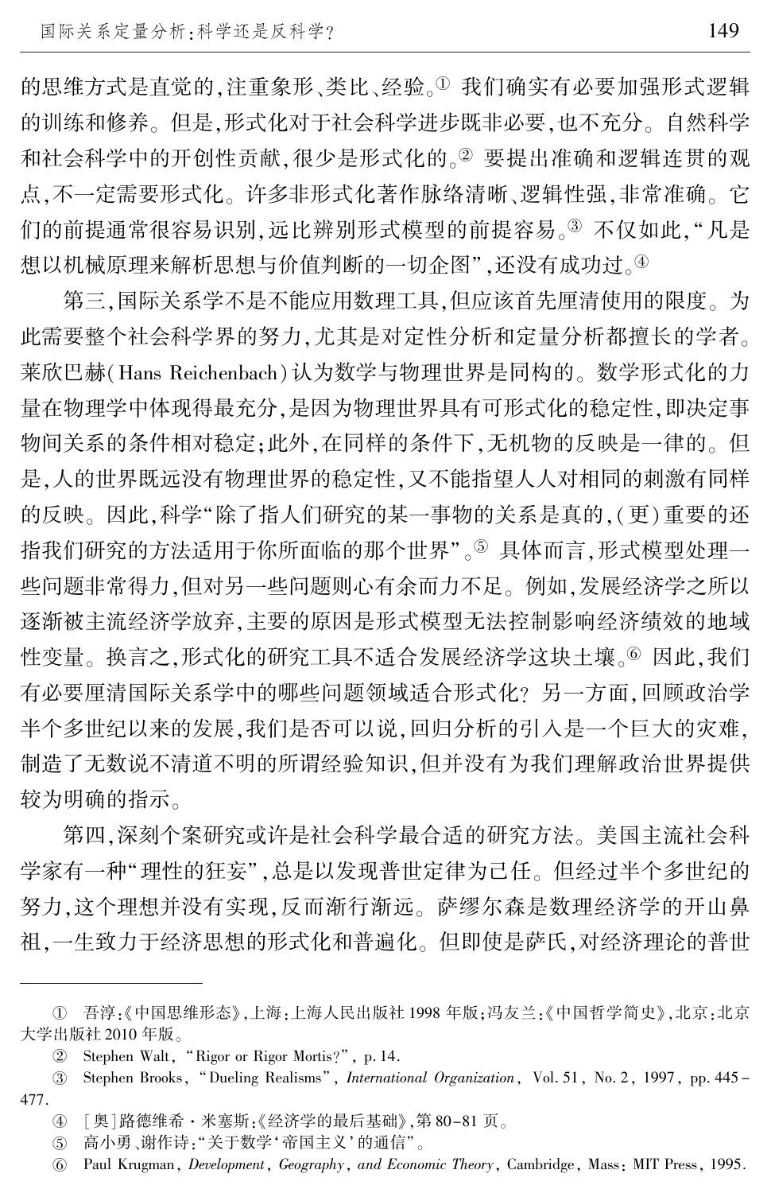的思维方式是直觉的，注重象形、类比、经验。[①] 我们确实有必要加强形式逻辑的训练和修养。但是，形式化对于社会科学进步既非必要，也不充分。自然科学和社会科学中的开创性贡献，很少是形式化的。[②] 要提出准确和逻辑连贯的观点，不一定需要形式化。许多非形式化著作脉络清晰、逻辑性强，非常准确。它们的前提通常很容易识别，远比辨别形式模型的前提容易。[③] 不仅如此，"凡是想以机械原理来解析思想与价值判断的一切企图"，还没有成功过。[④]

第三，国际关系学不是不能应用数理工具，但应该首先厘清使用的限度。为此需要整个社会科学界的努力，尤其是对定性分析和定量分析都擅长的学者。莱欣巴赫(Hans Reichenbach)认为数学与物理世界是同构的。数学形式化的力量在物理学中体现得最充分，是因为物理世界具有可形式化的稳定性，即决定事物间关系的条件相对稳定；此外，在同样的条件下，无机物的反映是一律的。但是，人的世界既远没有物理世界的稳定性，又不能指望人人对相同的刺激有同样的反映。因此，科学"除了指人们研究的某一事物的关系是真的，(更)重要的还指我们研究的方法适用于你所面临的那个世界"。[⑤] 具体而言，形式模型处理一些问题非常得力，但对另一些问题则心有余而力不足。例如，发展经济学之所以逐渐被主流经济学放弃，主要的原因是形式模型无法控制影响经济绩效的地域性变量。换言之，形式化的研究工具不适合发展经济学这块土壤。[⑥] 因此，我们有必要厘清国际关系学中的哪些问题领域适合形式化？另一方面，回顾政治学半个多世纪以来的发展，我们是否可以说，回归分析的引入是一个巨大的灾难，制造了无数说不清道不明的所谓经验知识，但并没有为我们理解政治世界提供较为明确的指示。

第四，深刻个案研究或许是社会科学最合适的研究方法。美国主流社会科学家有一种"理性的狂妄"，总是以发现普世定律为己任。但经过半个多世纪的努力，这个理想并没有实现，反而渐行渐远。萨缪尔森是数理经济学的开山鼻祖，一生致力于经济思想的形式化和普遍化。但即使是萨氏，对经济理论的普世

---

① 吾淳：《中国思维形态》，上海：上海人民出版社 1998 年版；冯友兰：《中国哲学简史》，北京：北京大学出版社 2010 年版。

② Stephen Walt, "Rigor or Rigor Mortis?", p. 14.

③ Stephen Brooks, "Dueling Realisms", *International Organization*, Vol. 51, No. 2, 1997, pp. 445–477.

④ [奥]路德维希·米塞斯：《经济学的最后基础》，第 80–81 页。

⑤ 高小勇、谢作诗："关于数学'帝国主义'的通信"。

⑥ Paul Krugman, *Development, Geography, and Economic Theory*, Cambridge, Mass: MIT Press, 1995.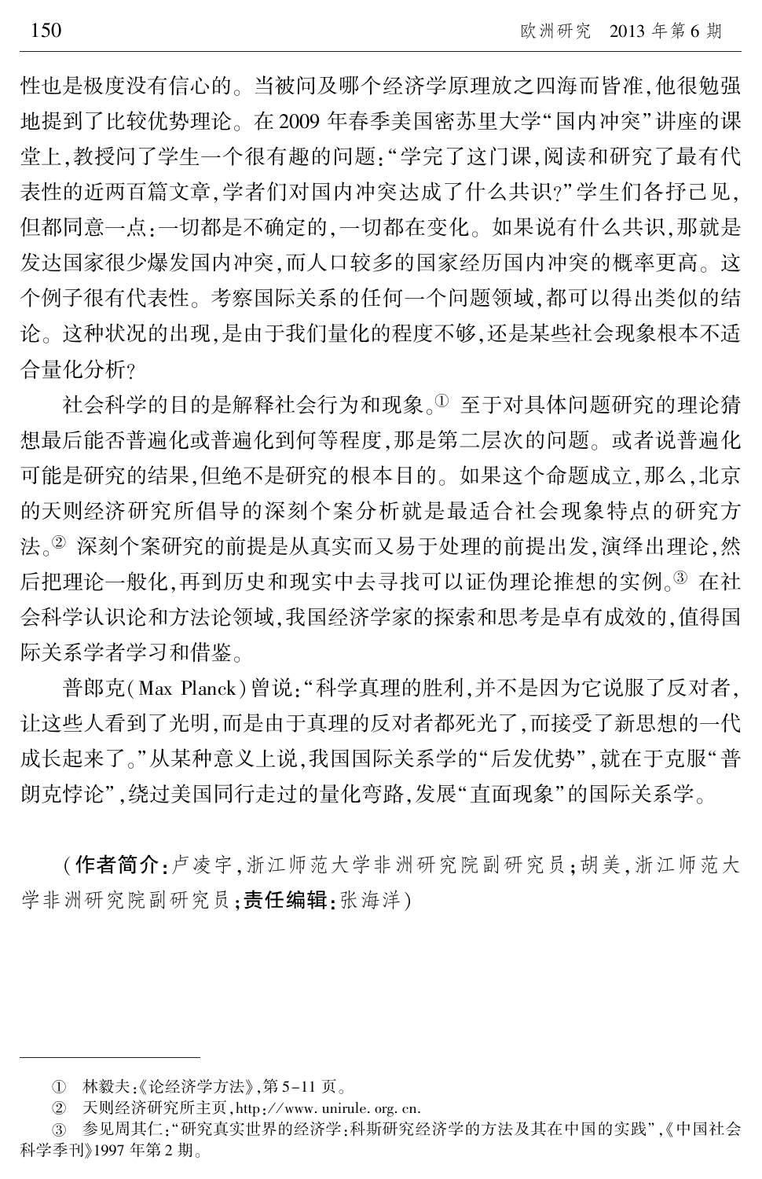性也是极度没有信心的。当被问及哪个经济学原理放之四海而皆准,他很勉强地提到了比较优势理论。在2009年春季美国密苏里大学"国内冲突"讲座的课堂上,教授问了学生一个很有趣的问题:"学完了这门课,阅读和研究了最有代表性的近两百篇文章,学者们对国内冲突达成了什么共识?"学生们各抒己见,但都同意一点:一切都是不确定的,一切都在变化。如果说有什么共识,那就是发达国家很少爆发国内冲突,而人口较多的国家经历国内冲突的概率更高。这个例子很有代表性。考察国际关系的任何一个问题领域,都可以得出类似的结论。这种状况的出现,是由于我们量化的程度不够,还是某些社会现象根本不适合量化分析?

社会科学的目的是解释社会行为和现象。[①] 至于对具体问题研究的理论猜想最后能否普遍化或普遍化到何等程度,那是第二层次的问题。或者说普遍化可能是研究的结果,但绝不是研究的根本目的。如果这个命题成立,那么,北京的天则经济研究所倡导的深刻个案分析就是最适合社会现象特点的研究方法。[②] 深刻个案研究的前提是从真实而又易于处理的前提出发,演绎出理论,然后把理论一般化,再到历史和现实中去寻找可以证伪理论推想的实例。[③] 在社会科学认识论和方法论领域,我国经济学家的探索和思考是卓有成效的,值得国际关系学者学习和借鉴。

普郎克(Max Planck)曾说:"科学真理的胜利,并不是因为它说服了反对者,让这些人看到了光明,而是由于真理的反对者都死光了,而接受了新思想的一代成长起来了。"从某种意义上说,我国国际关系学的"后发优势",就在于克服"普朗克悖论",绕过美国同行走过的量化弯路,发展"直面现象"的国际关系学。

(**作者简介**:卢凌宇,浙江师范大学非洲研究院副研究员;胡美,浙江师范大学非洲研究院副研究员;**责任编辑**:张海洋)

---

① 林毅夫:《论经济学方法》,第5-11页。

② 天则经济研究所主页,http://www.unirule.org.cn.

③ 参见周其仁:"研究真实世界的经济学:科斯研究经济学的方法及其在中国的实践",《中国社会科学季刊》1997年第2期。